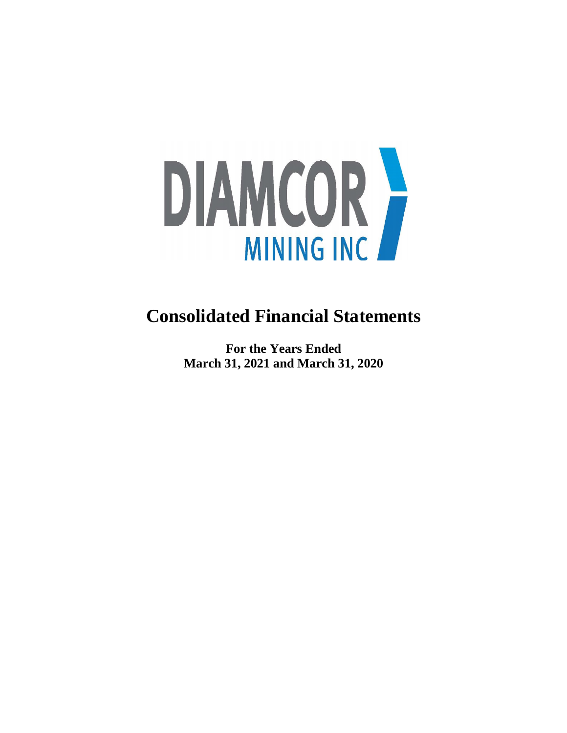DIAMCOR MINING INC

# Consolidated Financial Statements

**For the Years Ended**
**March 31, 2021 and March 31, 2020**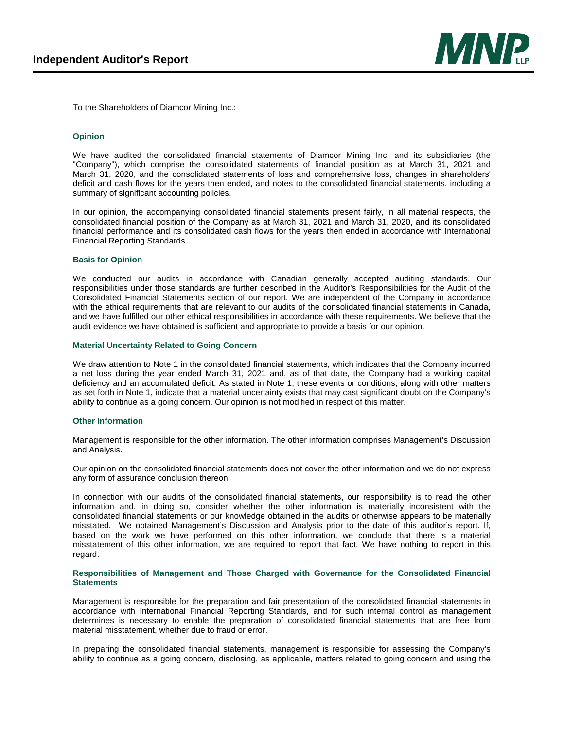# Independent Auditor's Report

To the Shareholders of Diamcor Mining Inc.:

### Opinion

We have audited the consolidated financial statements of Diamcor Mining Inc. and its subsidiaries (the "Company"), which comprise the consolidated statements of financial position as at March 31, 2021 and March 31, 2020, and the consolidated statements of loss and comprehensive loss, changes in shareholders' deficit and cash flows for the years then ended, and notes to the consolidated financial statements, including a summary of significant accounting policies.

In our opinion, the accompanying consolidated financial statements present fairly, in all material respects, the consolidated financial position of the Company as at March 31, 2021 and March 31, 2020, and its consolidated financial performance and its consolidated cash flows for the years then ended in accordance with International Financial Reporting Standards.

### Basis for Opinion

We conducted our audits in accordance with Canadian generally accepted auditing standards. Our responsibilities under those standards are further described in the Auditor's Responsibilities for the Audit of the Consolidated Financial Statements section of our report. We are independent of the Company in accordance with the ethical requirements that are relevant to our audits of the consolidated financial statements in Canada, and we have fulfilled our other ethical responsibilities in accordance with these requirements. We believe that the audit evidence we have obtained is sufficient and appropriate to provide a basis for our opinion.

### Material Uncertainty Related to Going Concern

We draw attention to Note 1 in the consolidated financial statements, which indicates that the Company incurred a net loss during the year ended March 31, 2021 and, as of that date, the Company had a working capital deficiency and an accumulated deficit. As stated in Note 1, these events or conditions, along with other matters as set forth in Note 1, indicate that a material uncertainty exists that may cast significant doubt on the Company's ability to continue as a going concern. Our opinion is not modified in respect of this matter.

### Other Information

Management is responsible for the other information. The other information comprises Management's Discussion and Analysis.

Our opinion on the consolidated financial statements does not cover the other information and we do not express any form of assurance conclusion thereon.

In connection with our audits of the consolidated financial statements, our responsibility is to read the other information and, in doing so, consider whether the other information is materially inconsistent with the consolidated financial statements or our knowledge obtained in the audits or otherwise appears to be materially misstated. We obtained Management's Discussion and Analysis prior to the date of this auditor's report. If, based on the work we have performed on this other information, we conclude that there is a material misstatement of this other information, we are required to report that fact. We have nothing to report in this regard.

### Responsibilities of Management and Those Charged with Governance for the Consolidated Financial Statements

Management is responsible for the preparation and fair presentation of the consolidated financial statements in accordance with International Financial Reporting Standards, and for such internal control as management determines is necessary to enable the preparation of consolidated financial statements that are free from material misstatement, whether due to fraud or error.

In preparing the consolidated financial statements, management is responsible for assessing the Company's ability to continue as a going concern, disclosing, as applicable, matters related to going concern and using the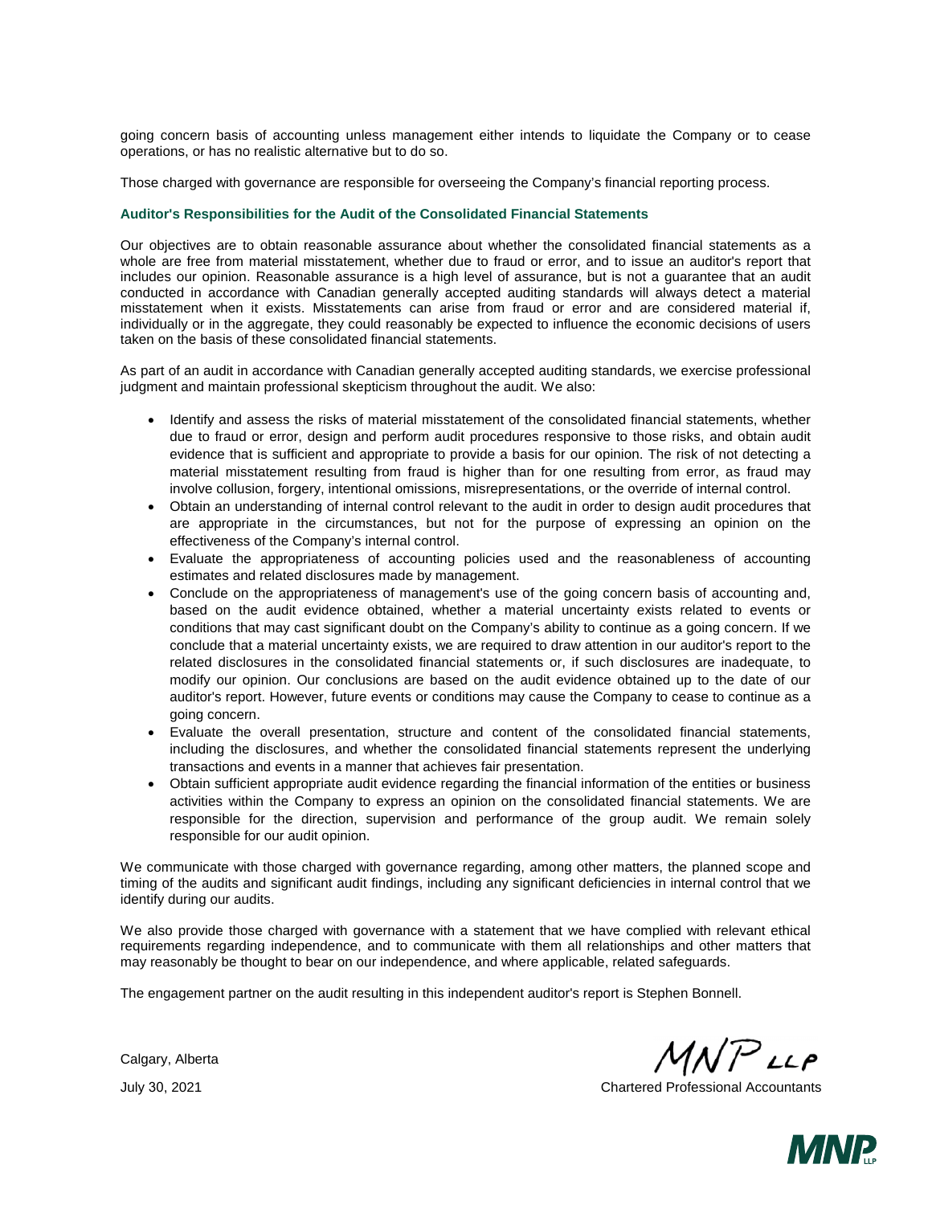going concern basis of accounting unless management either intends to liquidate the Company or to cease operations, or has no realistic alternative but to do so.

Those charged with governance are responsible for overseeing the Company's financial reporting process.

### Auditor's Responsibilities for the Audit of the Consolidated Financial Statements

Our objectives are to obtain reasonable assurance about whether the consolidated financial statements as a whole are free from material misstatement, whether due to fraud or error, and to issue an auditor's report that includes our opinion. Reasonable assurance is a high level of assurance, but is not a guarantee that an audit conducted in accordance with Canadian generally accepted auditing standards will always detect a material misstatement when it exists. Misstatements can arise from fraud or error and are considered material if, individually or in the aggregate, they could reasonably be expected to influence the economic decisions of users taken on the basis of these consolidated financial statements.

As part of an audit in accordance with Canadian generally accepted auditing standards, we exercise professional judgment and maintain professional skepticism throughout the audit. We also:

- Identify and assess the risks of material misstatement of the consolidated financial statements, whether due to fraud or error, design and perform audit procedures responsive to those risks, and obtain audit evidence that is sufficient and appropriate to provide a basis for our opinion. The risk of not detecting a material misstatement resulting from fraud is higher than for one resulting from error, as fraud may involve collusion, forgery, intentional omissions, misrepresentations, or the override of internal control.
- Obtain an understanding of internal control relevant to the audit in order to design audit procedures that are appropriate in the circumstances, but not for the purpose of expressing an opinion on the effectiveness of the Company's internal control.
- Evaluate the appropriateness of accounting policies used and the reasonableness of accounting estimates and related disclosures made by management.
- Conclude on the appropriateness of management's use of the going concern basis of accounting and, based on the audit evidence obtained, whether a material uncertainty exists related to events or conditions that may cast significant doubt on the Company's ability to continue as a going concern. If we conclude that a material uncertainty exists, we are required to draw attention in our auditor's report to the related disclosures in the consolidated financial statements or, if such disclosures are inadequate, to modify our opinion. Our conclusions are based on the audit evidence obtained up to the date of our auditor's report. However, future events or conditions may cause the Company to cease to continue as a going concern.
- Evaluate the overall presentation, structure and content of the consolidated financial statements, including the disclosures, and whether the consolidated financial statements represent the underlying transactions and events in a manner that achieves fair presentation.
- Obtain sufficient appropriate audit evidence regarding the financial information of the entities or business activities within the Company to express an opinion on the consolidated financial statements. We are responsible for the direction, supervision and performance of the group audit. We remain solely responsible for our audit opinion.

We communicate with those charged with governance regarding, among other matters, the planned scope and timing of the audits and significant audit findings, including any significant deficiencies in internal control that we identify during our audits.

We also provide those charged with governance with a statement that we have complied with relevant ethical requirements regarding independence, and to communicate with them all relationships and other matters that may reasonably be thought to bear on our independence, and where applicable, related safeguards.

The engagement partner on the audit resulting in this independent auditor's report is Stephen Bonnell.

Calgary, Alberta

July 30, 2021

MNP LLP

Chartered Professional Accountants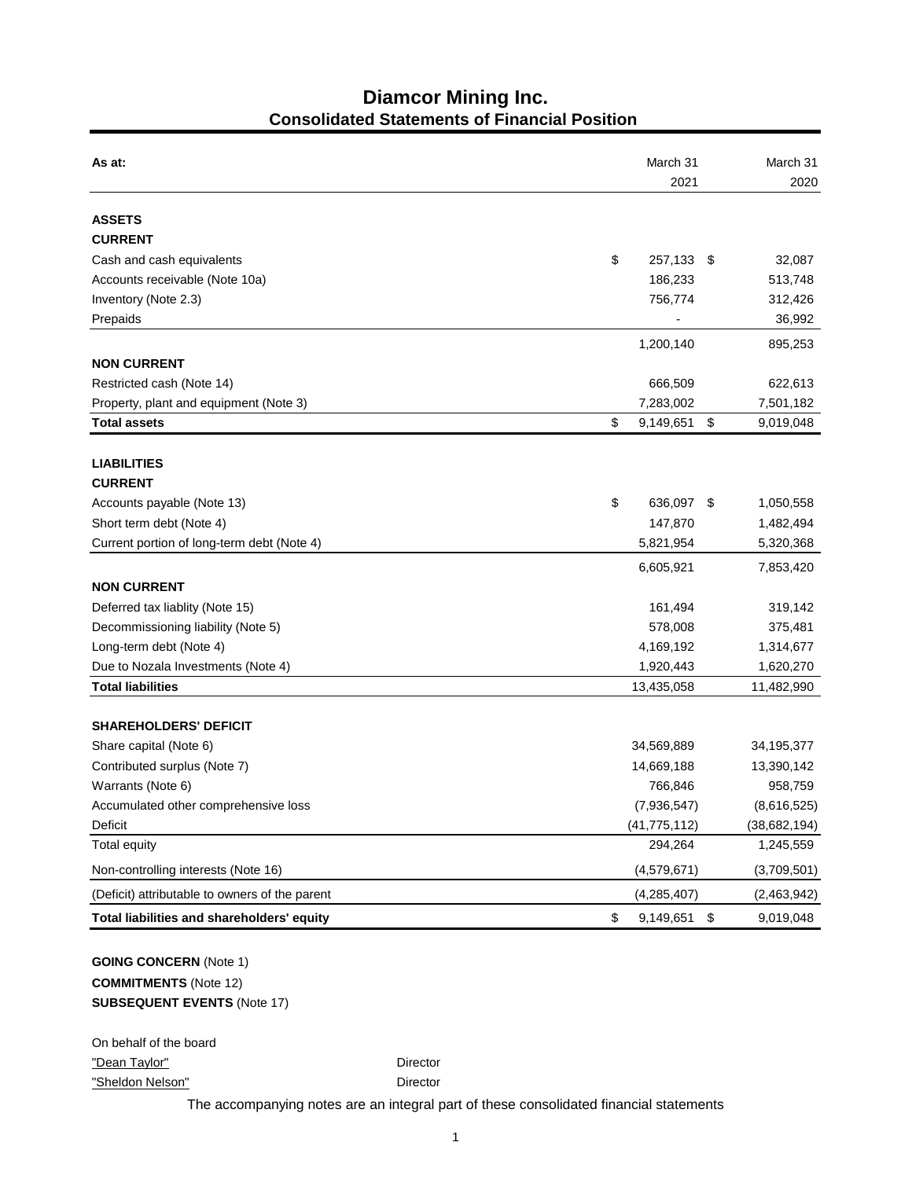# Diamcor Mining Inc.
## Consolidated Statements of Financial Position

| As at: | March 31 2021 | March 31 2020 |
|---|---|---|
| **ASSETS** | | |
| **CURRENT** | | |
| Cash and cash equivalents | $ 257,133 | $ 32,087 |
| Accounts receivable (Note 10a) | 186,233 | 513,748 |
| Inventory (Note 2.3) | 756,774 | 312,426 |
| Prepaids | - | 36,992 |
| | 1,200,140 | 895,253 |
| **NON CURRENT** | | |
| Restricted cash (Note 14) | 666,509 | 622,613 |
| Property, plant and equipment (Note 3) | 7,283,002 | 7,501,182 |
| **Total assets** | $ 9,149,651 | $ 9,019,048 |
| **LIABILITIES** | | |
| **CURRENT** | | |
| Accounts payable (Note 13) | $ 636,097 | $ 1,050,558 |
| Short term debt (Note 4) | 147,870 | 1,482,494 |
| Current portion of long-term debt (Note 4) | 5,821,954 | 5,320,368 |
| | 6,605,921 | 7,853,420 |
| **NON CURRENT** | | |
| Deferred tax liablity (Note 15) | 161,494 | 319,142 |
| Decommissioning liability (Note 5) | 578,008 | 375,481 |
| Long-term debt (Note 4) | 4,169,192 | 1,314,677 |
| Due to Nozala Investments (Note 4) | 1,920,443 | 1,620,270 |
| **Total liabilities** | 13,435,058 | 11,482,990 |
| **SHAREHOLDERS' DEFICIT** | | |
| Share capital (Note 6) | 34,569,889 | 34,195,377 |
| Contributed surplus (Note 7) | 14,669,188 | 13,390,142 |
| Warrants (Note 6) | 766,846 | 958,759 |
| Accumulated other comprehensive loss | (7,936,547) | (8,616,525) |
| Deficit | (41,775,112) | (38,682,194) |
| Total equity | 294,264 | 1,245,559 |
| Non-controlling interests (Note 16) | (4,579,671) | (3,709,501) |
| (Deficit) attributable to owners of the parent | (4,285,407) | (2,463,942) |
| **Total liabilities and shareholders' equity** | $ 9,149,651 | $ 9,019,048 |

**GOING CONCERN** (Note 1)
**COMMITMENTS** (Note 12)
**SUBSEQUENT EVENTS** (Note 17)

On behalf of the board

"Dean Taylor" Director

"Sheldon Nelson" Director

The accompanying notes are an integral part of these consolidated financial statements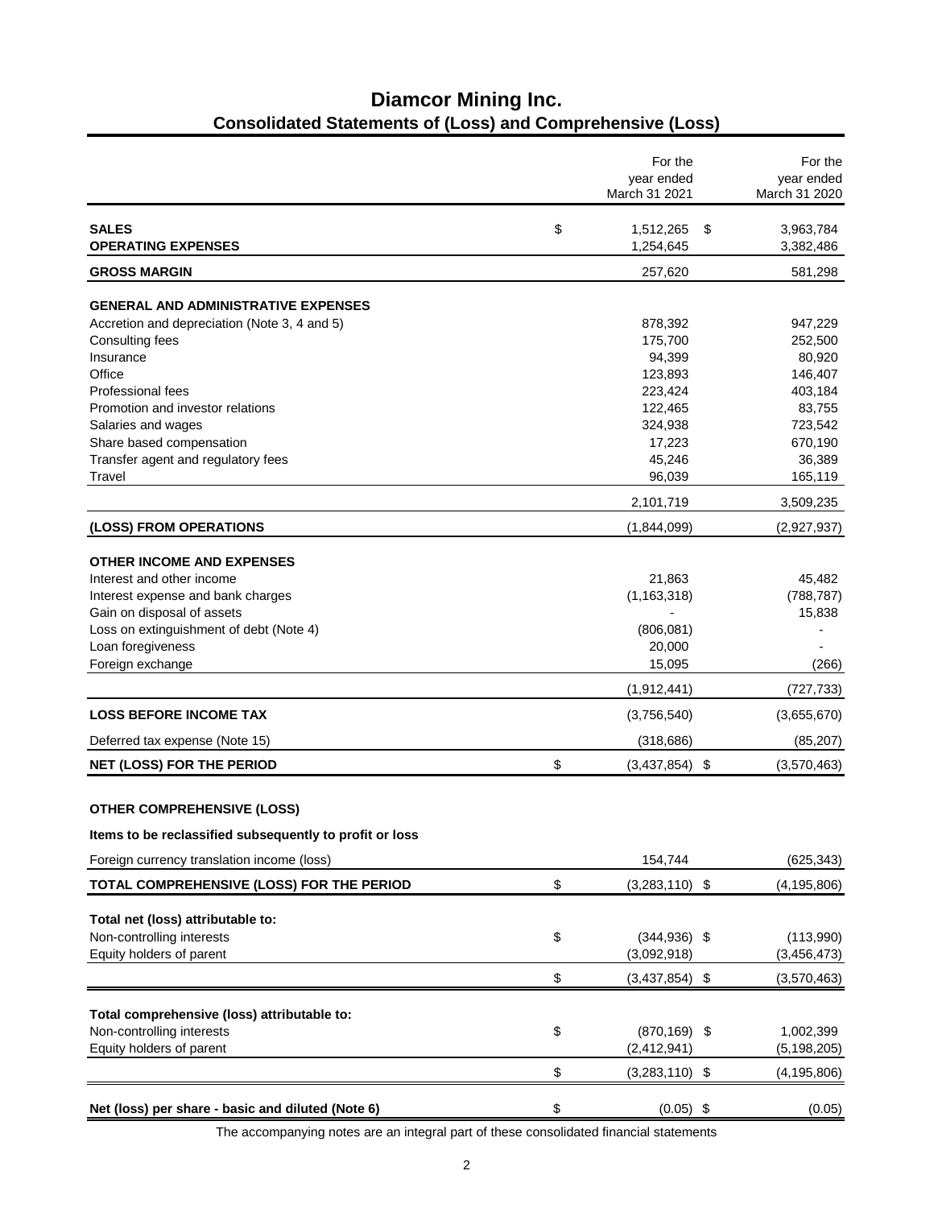# Diamcor Mining Inc.

## Consolidated Statements of (Loss) and Comprehensive (Loss)

| | For the year ended March 31 2021 | For the year ended March 31 2020 |
|---|---|---|
| **SALES** | $ 1,512,265 | $ 3,963,784 |
| **OPERATING EXPENSES** | 1,254,645 | 3,382,486 |
| **GROSS MARGIN** | 257,620 | 581,298 |
| **GENERAL AND ADMINISTRATIVE EXPENSES** | | |
| Accretion and depreciation (Note 3, 4 and 5) | 878,392 | 947,229 |
| Consulting fees | 175,700 | 252,500 |
| Insurance | 94,399 | 80,920 |
| Office | 123,893 | 146,407 |
| Professional fees | 223,424 | 403,184 |
| Promotion and investor relations | 122,465 | 83,755 |
| Salaries and wages | 324,938 | 723,542 |
| Share based compensation | 17,223 | 670,190 |
| Transfer agent and regulatory fees | 45,246 | 36,389 |
| Travel | 96,039 | 165,119 |
| | 2,101,719 | 3,509,235 |
| **(LOSS) FROM OPERATIONS** | (1,844,099) | (2,927,937) |
| **OTHER INCOME AND EXPENSES** | | |
| Interest and other income | 21,863 | 45,482 |
| Interest expense and bank charges | (1,163,318) | (788,787) |
| Gain on disposal of assets | - | 15,838 |
| Loss on extinguishment of debt (Note 4) | (806,081) | - |
| Loan foregiveness | 20,000 | - |
| Foreign exchange | 15,095 | (266) |
| | (1,912,441) | (727,733) |
| **LOSS BEFORE INCOME TAX** | (3,756,540) | (3,655,670) |
| Deferred tax expense (Note 15) | (318,686) | (85,207) |
| **NET (LOSS) FOR THE PERIOD** | $ (3,437,854) | $ (3,570,463) |
| **OTHER COMPREHENSIVE (LOSS)** | | |
| **Items to be reclassified subsequently to profit or loss** | | |
| Foreign currency translation income (loss) | 154,744 | (625,343) |
| **TOTAL COMPREHENSIVE (LOSS) FOR THE PERIOD** | $ (3,283,110) | $ (4,195,806) |
| **Total net (loss) attributable to:** | | |
| Non-controlling interests | $ (344,936) | $ (113,990) |
| Equity holders of parent | (3,092,918) | (3,456,473) |
| | $ (3,437,854) | $ (3,570,463) |
| **Total comprehensive (loss) attributable to:** | | |
| Non-controlling interests | $ (870,169) | $ 1,002,399 |
| Equity holders of parent | (2,412,941) | (5,198,205) |
| | $ (3,283,110) | $ (4,195,806) |
| **Net (loss) per share - basic and diluted (Note 6)** | $ (0.05) | $ (0.05) |

The accompanying notes are an integral part of these consolidated financial statements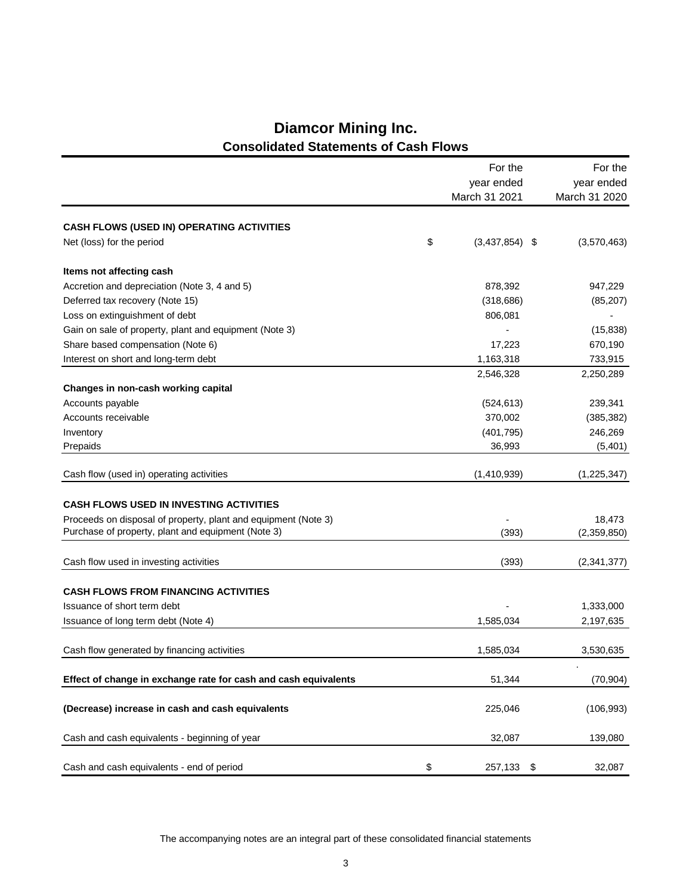# Diamcor Mining Inc.

## Consolidated Statements of Cash Flows

| | For the year ended March 31 2021 | For the year ended March 31 2020 |
|---|---|---|
| **CASH FLOWS (USED IN) OPERATING ACTIVITIES** | | |
| Net (loss) for the period | $ (3,437,854) | $ (3,570,463) |
| **Items not affecting cash** | | |
| Accretion and depreciation (Note 3, 4 and 5) | 878,392 | 947,229 |
| Deferred tax recovery (Note 15) | (318,686) | (85,207) |
| Loss on extinguishment of debt | 806,081 | - |
| Gain on sale of property, plant and equipment (Note 3) | - | (15,838) |
| Share based compensation (Note 6) | 17,223 | 670,190 |
| Interest on short and long-term debt | 1,163,318 | 733,915 |
| | 2,546,328 | 2,250,289 |
| **Changes in non-cash working capital** | | |
| Accounts payable | (524,613) | 239,341 |
| Accounts receivable | 370,002 | (385,382) |
| Inventory | (401,795) | 246,269 |
| Prepaids | 36,993 | (5,401) |
| Cash flow (used in) operating activities | (1,410,939) | (1,225,347) |
| **CASH FLOWS USED IN INVESTING ACTIVITIES** | | |
| Proceeds on disposal of property, plant and equipment (Note 3) | - | 18,473 |
| Purchase of property, plant and equipment (Note 3) | (393) | (2,359,850) |
| Cash flow used in investing activities | (393) | (2,341,377) |
| **CASH FLOWS FROM FINANCING ACTIVITIES** | | |
| Issuance of short term debt | - | 1,333,000 |
| Issuance of long term debt (Note 4) | 1,585,034 | 2,197,635 |
| Cash flow generated by financing activities | 1,585,034 | 3,530,635 |
| **Effect of change in exchange rate for cash and cash equivalents** | 51,344 | (70,904) |
| **(Decrease) increase in cash and cash equivalents** | 225,046 | (106,993) |
| Cash and cash equivalents - beginning of year | 32,087 | 139,080 |
| Cash and cash equivalents - end of period | $ 257,133 | $ 32,087 |

The accompanying notes are an integral part of these consolidated financial statements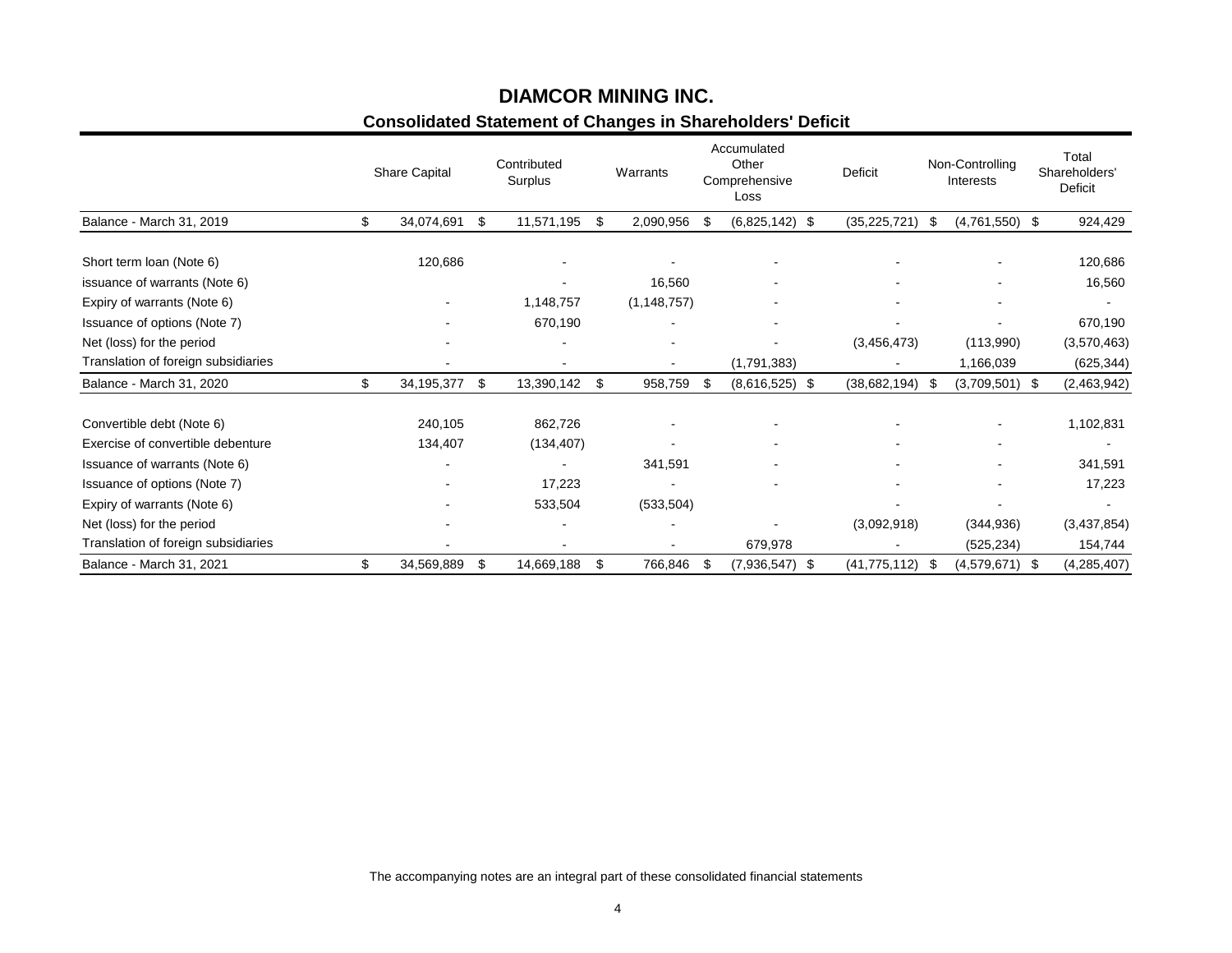# DIAMCOR MINING INC.

## Consolidated Statement of Changes in Shareholders' Deficit

| | Share Capital | Contributed Surplus | Warrants | Accumulated Other Comprehensive Loss | Deficit | Non-Controlling Interests | Total Shareholders' Deficit |
|---|---|---|---|---|---|---|---|
| Balance - March 31, 2019 | $ 34,074,691 | $ 11,571,195 | $ 2,090,956 | $ (6,825,142) | $ (35,225,721) | $ (4,761,550) | $ 924,429 |
| Short term loan (Note 6) | 120,686 | - | - | - | - | - | 120,686 |
| issuance of warrants (Note 6) | | - | 16,560 | - | - | - | 16,560 |
| Expiry of warrants (Note 6) | - | 1,148,757 | (1,148,757) | - | - | - | - |
| Issuance of options (Note 7) | - | 670,190 | - | - | - | - | 670,190 |
| Net (loss) for the period | - | - | - | - | (3,456,473) | (113,990) | (3,570,463) |
| Translation of foreign subsidiaries | - | - | - | (1,791,383) | - | 1,166,039 | (625,344) |
| Balance - March 31, 2020 | $ 34,195,377 | $ 13,390,142 | $ 958,759 | $ (8,616,525) | $ (38,682,194) | $ (3,709,501) | $ (2,463,942) |
| Convertible debt (Note 6) | 240,105 | 862,726 | - | - | - | - | 1,102,831 |
| Exercise of convertible debenture | 134,407 | (134,407) | - | - | - | - | - |
| Issuance of warrants (Note 6) | - | - | 341,591 | - | - | - | 341,591 |
| Issuance of options (Note 7) | - | 17,223 | - | - | - | - | 17,223 |
| Expiry of warrants (Note 6) | - | 533,504 | (533,504) | | - | - | - |
| Net (loss) for the period | - | - | - | - | (3,092,918) | (344,936) | (3,437,854) |
| Translation of foreign subsidiaries | - | - | - | 679,978 | - | (525,234) | 154,744 |
| Balance - March 31, 2021 | $ 34,569,889 | $ 14,669,188 | $ 766,846 | $ (7,936,547) | $ (41,775,112) | $ (4,579,671) | $ (4,285,407) |

The accompanying notes are an integral part of these consolidated financial statements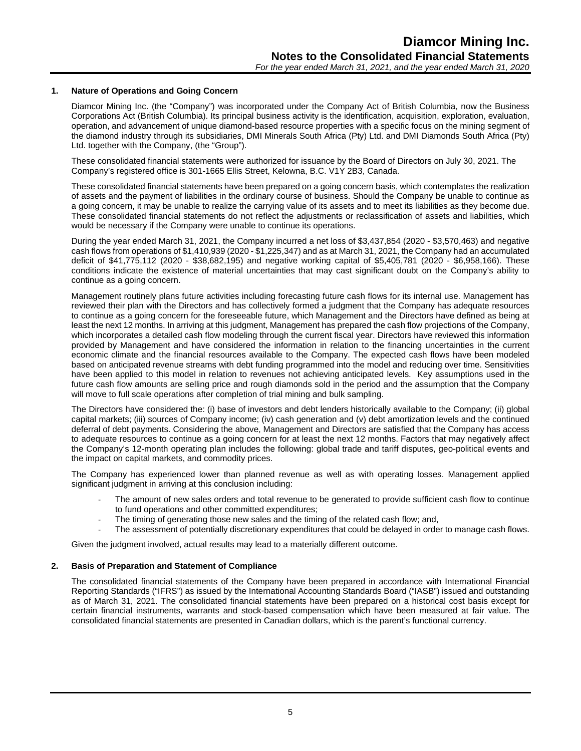## 1. Nature of Operations and Going Concern

Diamcor Mining Inc. (the "Company") was incorporated under the Company Act of British Columbia, now the Business Corporations Act (British Columbia). Its principal business activity is the identification, acquisition, exploration, evaluation, operation, and advancement of unique diamond-based resource properties with a specific focus on the mining segment of the diamond industry through its subsidiaries, DMI Minerals South Africa (Pty) Ltd. and DMI Diamonds South Africa (Pty) Ltd. together with the Company, (the "Group").

These consolidated financial statements were authorized for issuance by the Board of Directors on July 30, 2021. The Company's registered office is 301-1665 Ellis Street, Kelowna, B.C. V1Y 2B3, Canada.

These consolidated financial statements have been prepared on a going concern basis, which contemplates the realization of assets and the payment of liabilities in the ordinary course of business. Should the Company be unable to continue as a going concern, it may be unable to realize the carrying value of its assets and to meet its liabilities as they become due. These consolidated financial statements do not reflect the adjustments or reclassification of assets and liabilities, which would be necessary if the Company were unable to continue its operations.

During the year ended March 31, 2021, the Company incurred a net loss of $3,437,854 (2020 - $3,570,463) and negative cash flows from operations of $1,410,939 (2020 - $1,225,347) and as at March 31, 2021, the Company had an accumulated deficit of $41,775,112 (2020 - $38,682,195) and negative working capital of $5,405,781 (2020 - $6,958,166). These conditions indicate the existence of material uncertainties that may cast significant doubt on the Company's ability to continue as a going concern.

Management routinely plans future activities including forecasting future cash flows for its internal use. Management has reviewed their plan with the Directors and has collectively formed a judgment that the Company has adequate resources to continue as a going concern for the foreseeable future, which Management and the Directors have defined as being at least the next 12 months. In arriving at this judgment, Management has prepared the cash flow projections of the Company, which incorporates a detailed cash flow modeling through the current fiscal year. Directors have reviewed this information provided by Management and have considered the information in relation to the financing uncertainties in the current economic climate and the financial resources available to the Company. The expected cash flows have been modeled based on anticipated revenue streams with debt funding programmed into the model and reducing over time. Sensitivities have been applied to this model in relation to revenues not achieving anticipated levels. Key assumptions used in the future cash flow amounts are selling price and rough diamonds sold in the period and the assumption that the Company will move to full scale operations after completion of trial mining and bulk sampling.

The Directors have considered the: (i) base of investors and debt lenders historically available to the Company; (ii) global capital markets; (iii) sources of Company income; (iv) cash generation and (v) debt amortization levels and the continued deferral of debt payments. Considering the above, Management and Directors are satisfied that the Company has access to adequate resources to continue as a going concern for at least the next 12 months. Factors that may negatively affect the Company's 12-month operating plan includes the following: global trade and tariff disputes, geo-political events and the impact on capital markets, and commodity prices.

The Company has experienced lower than planned revenue as well as with operating losses. Management applied significant judgment in arriving at this conclusion including:

- The amount of new sales orders and total revenue to be generated to provide sufficient cash flow to continue to fund operations and other committed expenditures;
- The timing of generating those new sales and the timing of the related cash flow; and,
- The assessment of potentially discretionary expenditures that could be delayed in order to manage cash flows.

Given the judgment involved, actual results may lead to a materially different outcome.

## 2. Basis of Preparation and Statement of Compliance

The consolidated financial statements of the Company have been prepared in accordance with International Financial Reporting Standards ("IFRS") as issued by the International Accounting Standards Board ("IASB") issued and outstanding as of March 31, 2021. The consolidated financial statements have been prepared on a historical cost basis except for certain financial instruments, warrants and stock-based compensation which have been measured at fair value. The consolidated financial statements are presented in Canadian dollars, which is the parent's functional currency.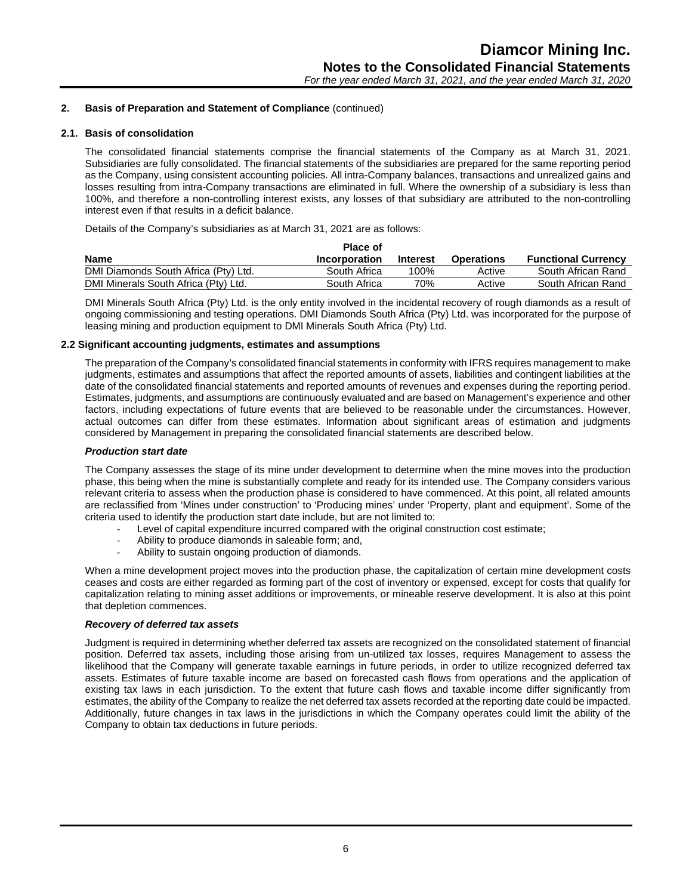## 2. Basis of Preparation and Statement of Compliance (continued)

### 2.1. Basis of consolidation

The consolidated financial statements comprise the financial statements of the Company as at March 31, 2021. Subsidiaries are fully consolidated. The financial statements of the subsidiaries are prepared for the same reporting period as the Company, using consistent accounting policies. All intra-Company balances, transactions and unrealized gains and losses resulting from intra-Company transactions are eliminated in full. Where the ownership of a subsidiary is less than 100%, and therefore a non-controlling interest exists, any losses of that subsidiary are attributed to the non-controlling interest even if that results in a deficit balance.

Details of the Company's subsidiaries as at March 31, 2021 are as follows:

| Name | Place of Incorporation | Interest | Operations | Functional Currency |
|---|---|---|---|---|
| DMI Diamonds South Africa (Pty) Ltd. | South Africa | 100% | Active | South African Rand |
| DMI Minerals South Africa (Pty) Ltd. | South Africa | 70% | Active | South African Rand |

DMI Minerals South Africa (Pty) Ltd. is the only entity involved in the incidental recovery of rough diamonds as a result of ongoing commissioning and testing operations. DMI Diamonds South Africa (Pty) Ltd. was incorporated for the purpose of leasing mining and production equipment to DMI Minerals South Africa (Pty) Ltd.

### 2.2 Significant accounting judgments, estimates and assumptions

The preparation of the Company's consolidated financial statements in conformity with IFRS requires management to make judgments, estimates and assumptions that affect the reported amounts of assets, liabilities and contingent liabilities at the date of the consolidated financial statements and reported amounts of revenues and expenses during the reporting period. Estimates, judgments, and assumptions are continuously evaluated and are based on Management's experience and other factors, including expectations of future events that are believed to be reasonable under the circumstances. However, actual outcomes can differ from these estimates. Information about significant areas of estimation and judgments considered by Management in preparing the consolidated financial statements are described below.

***Production start date***

The Company assesses the stage of its mine under development to determine when the mine moves into the production phase, this being when the mine is substantially complete and ready for its intended use. The Company considers various relevant criteria to assess when the production phase is considered to have commenced. At this point, all related amounts are reclassified from 'Mines under construction' to 'Producing mines' under 'Property, plant and equipment'. Some of the criteria used to identify the production start date include, but are not limited to:

- Level of capital expenditure incurred compared with the original construction cost estimate;
- Ability to produce diamonds in saleable form; and,
- Ability to sustain ongoing production of diamonds.

When a mine development project moves into the production phase, the capitalization of certain mine development costs ceases and costs are either regarded as forming part of the cost of inventory or expensed, except for costs that qualify for capitalization relating to mining asset additions or improvements, or mineable reserve development. It is also at this point that depletion commences.

***Recovery of deferred tax assets***

Judgment is required in determining whether deferred tax assets are recognized on the consolidated statement of financial position. Deferred tax assets, including those arising from un-utilized tax losses, requires Management to assess the likelihood that the Company will generate taxable earnings in future periods, in order to utilize recognized deferred tax assets. Estimates of future taxable income are based on forecasted cash flows from operations and the application of existing tax laws in each jurisdiction. To the extent that future cash flows and taxable income differ significantly from estimates, the ability of the Company to realize the net deferred tax assets recorded at the reporting date could be impacted. Additionally, future changes in tax laws in the jurisdictions in which the Company operates could limit the ability of the Company to obtain tax deductions in future periods.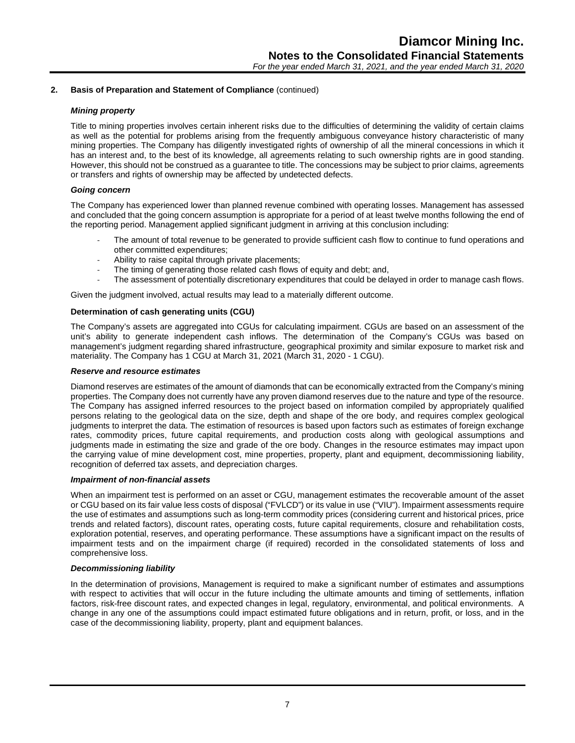## 2. Basis of Preparation and Statement of Compliance (continued)

### *Mining property*

Title to mining properties involves certain inherent risks due to the difficulties of determining the validity of certain claims as well as the potential for problems arising from the frequently ambiguous conveyance history characteristic of many mining properties. The Company has diligently investigated rights of ownership of all the mineral concessions in which it has an interest and, to the best of its knowledge, all agreements relating to such ownership rights are in good standing. However, this should not be construed as a guarantee to title. The concessions may be subject to prior claims, agreements or transfers and rights of ownership may be affected by undetected defects.

### *Going concern*

The Company has experienced lower than planned revenue combined with operating losses. Management has assessed and concluded that the going concern assumption is appropriate for a period of at least twelve months following the end of the reporting period. Management applied significant judgment in arriving at this conclusion including:

- The amount of total revenue to be generated to provide sufficient cash flow to continue to fund operations and other committed expenditures;
- Ability to raise capital through private placements;
- The timing of generating those related cash flows of equity and debt; and,
- The assessment of potentially discretionary expenditures that could be delayed in order to manage cash flows.

Given the judgment involved, actual results may lead to a materially different outcome.

### Determination of cash generating units (CGU)

The Company's assets are aggregated into CGUs for calculating impairment. CGUs are based on an assessment of the unit's ability to generate independent cash inflows. The determination of the Company's CGUs was based on management's judgment regarding shared infrastructure, geographical proximity and similar exposure to market risk and materiality. The Company has 1 CGU at March 31, 2021 (March 31, 2020 - 1 CGU).

### *Reserve and resource estimates*

Diamond reserves are estimates of the amount of diamonds that can be economically extracted from the Company's mining properties. The Company does not currently have any proven diamond reserves due to the nature and type of the resource. The Company has assigned inferred resources to the project based on information compiled by appropriately qualified persons relating to the geological data on the size, depth and shape of the ore body, and requires complex geological judgments to interpret the data. The estimation of resources is based upon factors such as estimates of foreign exchange rates, commodity prices, future capital requirements, and production costs along with geological assumptions and judgments made in estimating the size and grade of the ore body. Changes in the resource estimates may impact upon the carrying value of mine development cost, mine properties, property, plant and equipment, decommissioning liability, recognition of deferred tax assets, and depreciation charges.

### *Impairment of non-financial assets*

When an impairment test is performed on an asset or CGU, management estimates the recoverable amount of the asset or CGU based on its fair value less costs of disposal ("FVLCD") or its value in use ("VIU"). Impairment assessments require the use of estimates and assumptions such as long-term commodity prices (considering current and historical prices, price trends and related factors), discount rates, operating costs, future capital requirements, closure and rehabilitation costs, exploration potential, reserves, and operating performance. These assumptions have a significant impact on the results of impairment tests and on the impairment charge (if required) recorded in the consolidated statements of loss and comprehensive loss.

### *Decommissioning liability*

In the determination of provisions, Management is required to make a significant number of estimates and assumptions with respect to activities that will occur in the future including the ultimate amounts and timing of settlements, inflation factors, risk-free discount rates, and expected changes in legal, regulatory, environmental, and political environments. A change in any one of the assumptions could impact estimated future obligations and in return, profit, or loss, and in the case of the decommissioning liability, property, plant and equipment balances.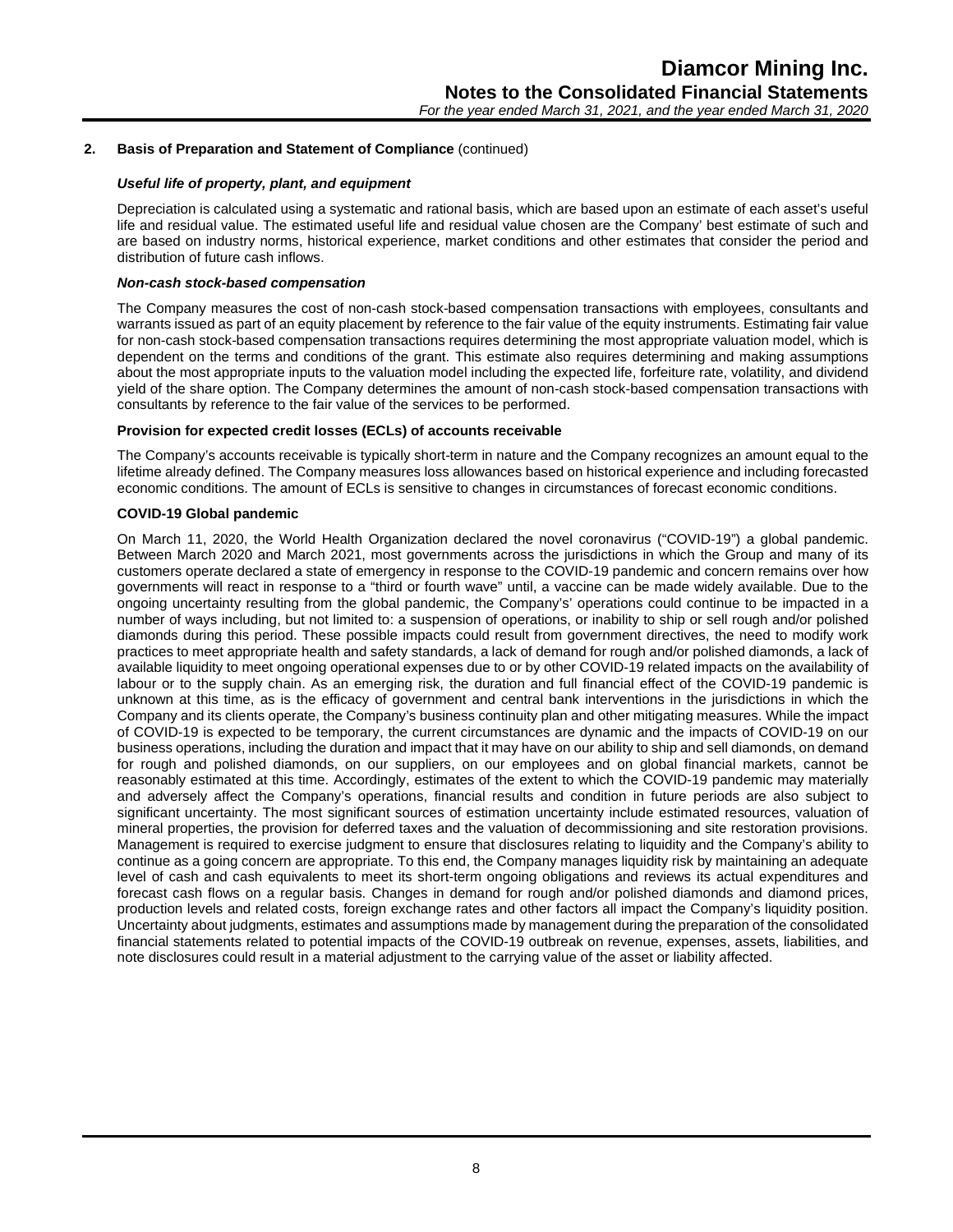## 2. Basis of Preparation and Statement of Compliance (continued)

***Useful life of property, plant, and equipment***

Depreciation is calculated using a systematic and rational basis, which are based upon an estimate of each asset's useful life and residual value. The estimated useful life and residual value chosen are the Company' best estimate of such and are based on industry norms, historical experience, market conditions and other estimates that consider the period and distribution of future cash inflows.

***Non-cash stock-based compensation***

The Company measures the cost of non-cash stock-based compensation transactions with employees, consultants and warrants issued as part of an equity placement by reference to the fair value of the equity instruments. Estimating fair value for non-cash stock-based compensation transactions requires determining the most appropriate valuation model, which is dependent on the terms and conditions of the grant. This estimate also requires determining and making assumptions about the most appropriate inputs to the valuation model including the expected life, forfeiture rate, volatility, and dividend yield of the share option. The Company determines the amount of non-cash stock-based compensation transactions with consultants by reference to the fair value of the services to be performed.

**Provision for expected credit losses (ECLs) of accounts receivable**

The Company's accounts receivable is typically short-term in nature and the Company recognizes an amount equal to the lifetime already defined. The Company measures loss allowances based on historical experience and including forecasted economic conditions. The amount of ECLs is sensitive to changes in circumstances of forecast economic conditions.

**COVID-19 Global pandemic**

On March 11, 2020, the World Health Organization declared the novel coronavirus ("COVID-19") a global pandemic. Between March 2020 and March 2021, most governments across the jurisdictions in which the Group and many of its customers operate declared a state of emergency in response to the COVID-19 pandemic and concern remains over how governments will react in response to a "third or fourth wave" until, a vaccine can be made widely available. Due to the ongoing uncertainty resulting from the global pandemic, the Company's' operations could continue to be impacted in a number of ways including, but not limited to: a suspension of operations, or inability to ship or sell rough and/or polished diamonds during this period. These possible impacts could result from government directives, the need to modify work practices to meet appropriate health and safety standards, a lack of demand for rough and/or polished diamonds, a lack of available liquidity to meet ongoing operational expenses due to or by other COVID-19 related impacts on the availability of labour or to the supply chain. As an emerging risk, the duration and full financial effect of the COVID-19 pandemic is unknown at this time, as is the efficacy of government and central bank interventions in the jurisdictions in which the Company and its clients operate, the Company's business continuity plan and other mitigating measures. While the impact of COVID-19 is expected to be temporary, the current circumstances are dynamic and the impacts of COVID-19 on our business operations, including the duration and impact that it may have on our ability to ship and sell diamonds, on demand for rough and polished diamonds, on our suppliers, on our employees and on global financial markets, cannot be reasonably estimated at this time. Accordingly, estimates of the extent to which the COVID-19 pandemic may materially and adversely affect the Company's operations, financial results and condition in future periods are also subject to significant uncertainty. The most significant sources of estimation uncertainty include estimated resources, valuation of mineral properties, the provision for deferred taxes and the valuation of decommissioning and site restoration provisions. Management is required to exercise judgment to ensure that disclosures relating to liquidity and the Company's ability to continue as a going concern are appropriate. To this end, the Company manages liquidity risk by maintaining an adequate level of cash and cash equivalents to meet its short-term ongoing obligations and reviews its actual expenditures and forecast cash flows on a regular basis. Changes in demand for rough and/or polished diamonds and diamond prices, production levels and related costs, foreign exchange rates and other factors all impact the Company's liquidity position. Uncertainty about judgments, estimates and assumptions made by management during the preparation of the consolidated financial statements related to potential impacts of the COVID-19 outbreak on revenue, expenses, assets, liabilities, and note disclosures could result in a material adjustment to the carrying value of the asset or liability affected.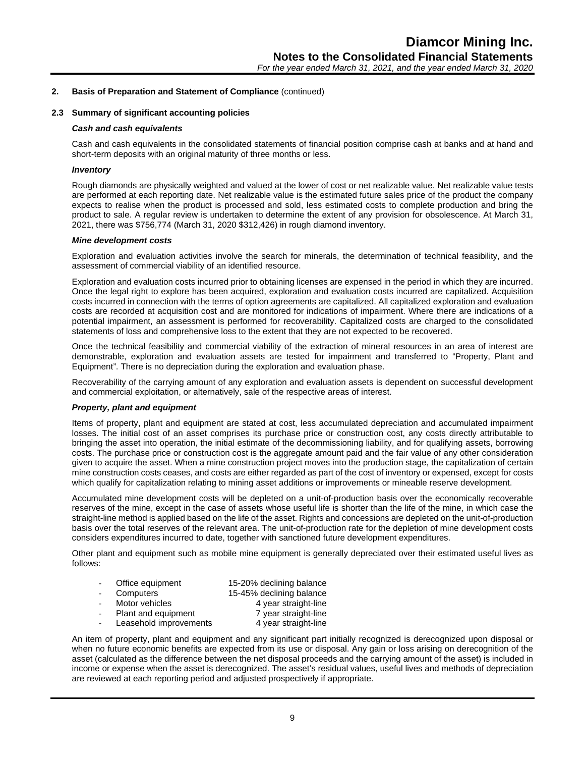## 2. Basis of Preparation and Statement of Compliance (continued)

### 2.3 Summary of significant accounting policies

***Cash and cash equivalents***

Cash and cash equivalents in the consolidated statements of financial position comprise cash at banks and at hand and short-term deposits with an original maturity of three months or less.

***Inventory***

Rough diamonds are physically weighted and valued at the lower of cost or net realizable value. Net realizable value tests are performed at each reporting date. Net realizable value is the estimated future sales price of the product the company expects to realise when the product is processed and sold, less estimated costs to complete production and bring the product to sale. A regular review is undertaken to determine the extent of any provision for obsolescence. At March 31, 2021, there was $756,774 (March 31, 2020 $312,426) in rough diamond inventory.

***Mine development costs***

Exploration and evaluation activities involve the search for minerals, the determination of technical feasibility, and the assessment of commercial viability of an identified resource.

Exploration and evaluation costs incurred prior to obtaining licenses are expensed in the period in which they are incurred. Once the legal right to explore has been acquired, exploration and evaluation costs incurred are capitalized. Acquisition costs incurred in connection with the terms of option agreements are capitalized. All capitalized exploration and evaluation costs are recorded at acquisition cost and are monitored for indications of impairment. Where there are indications of a potential impairment, an assessment is performed for recoverability. Capitalized costs are charged to the consolidated statements of loss and comprehensive loss to the extent that they are not expected to be recovered.

Once the technical feasibility and commercial viability of the extraction of mineral resources in an area of interest are demonstrable, exploration and evaluation assets are tested for impairment and transferred to "Property, Plant and Equipment". There is no depreciation during the exploration and evaluation phase.

Recoverability of the carrying amount of any exploration and evaluation assets is dependent on successful development and commercial exploitation, or alternatively, sale of the respective areas of interest.

***Property, plant and equipment***

Items of property, plant and equipment are stated at cost, less accumulated depreciation and accumulated impairment losses. The initial cost of an asset comprises its purchase price or construction cost, any costs directly attributable to bringing the asset into operation, the initial estimate of the decommissioning liability, and for qualifying assets, borrowing costs. The purchase price or construction cost is the aggregate amount paid and the fair value of any other consideration given to acquire the asset. When a mine construction project moves into the production stage, the capitalization of certain mine construction costs ceases, and costs are either regarded as part of the cost of inventory or expensed, except for costs which qualify for capitalization relating to mining asset additions or improvements or mineable reserve development.

Accumulated mine development costs will be depleted on a unit-of-production basis over the economically recoverable reserves of the mine, except in the case of assets whose useful life is shorter than the life of the mine, in which case the straight-line method is applied based on the life of the asset. Rights and concessions are depleted on the unit-of-production basis over the total reserves of the relevant area. The unit-of-production rate for the depletion of mine development costs considers expenditures incurred to date, together with sanctioned future development expenditures.

Other plant and equipment such as mobile mine equipment is generally depreciated over their estimated useful lives as follows:

- Office equipment — 15-20% declining balance
- Computers — 15-45% declining balance
- Motor vehicles — 4 year straight-line
- Plant and equipment — 7 year straight-line
- Leasehold improvements — 4 year straight-line

An item of property, plant and equipment and any significant part initially recognized is derecognized upon disposal or when no future economic benefits are expected from its use or disposal. Any gain or loss arising on derecognition of the asset (calculated as the difference between the net disposal proceeds and the carrying amount of the asset) is included in income or expense when the asset is derecognized. The asset's residual values, useful lives and methods of depreciation are reviewed at each reporting period and adjusted prospectively if appropriate.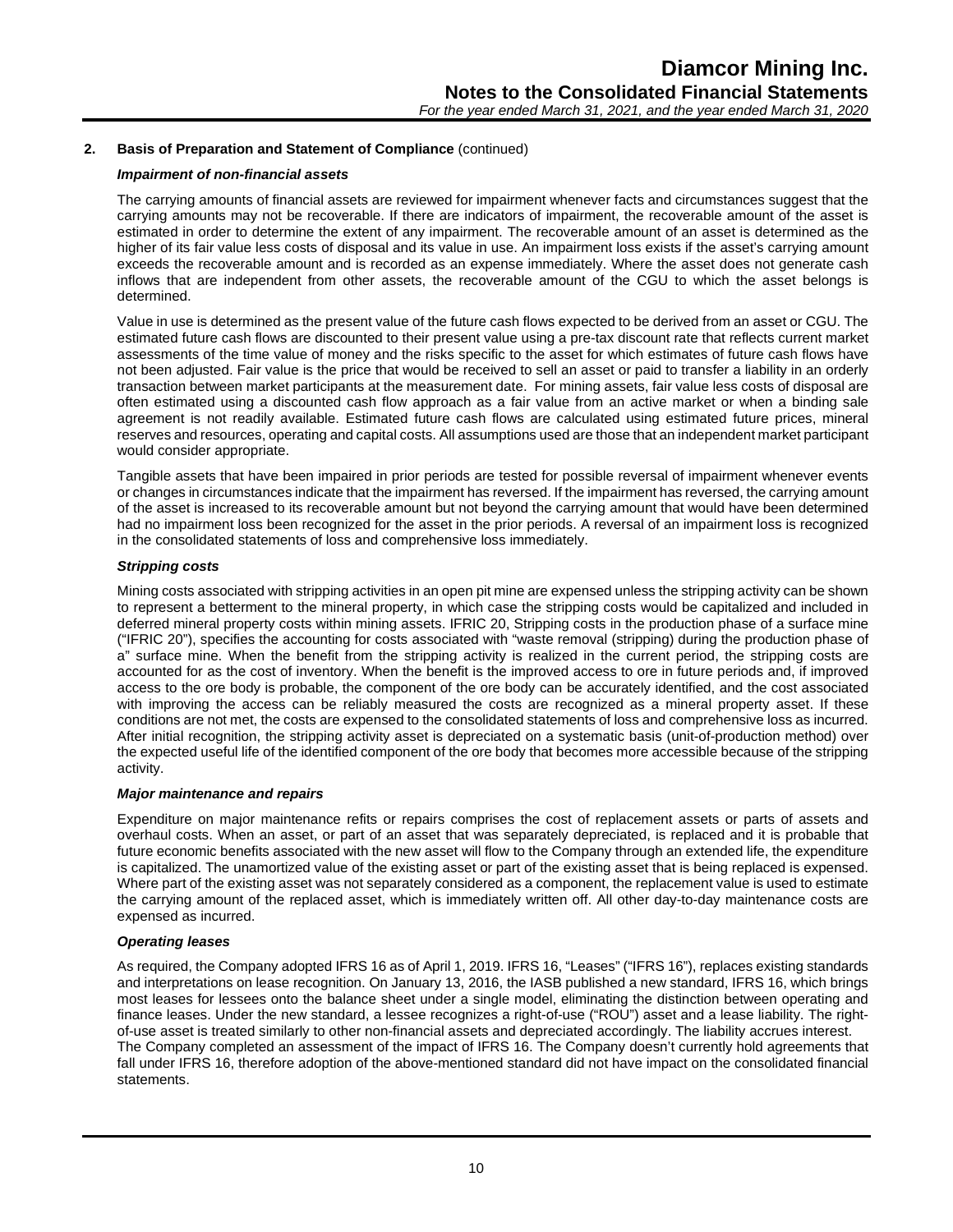## 2. Basis of Preparation and Statement of Compliance (continued)

***Impairment of non-financial assets***

The carrying amounts of financial assets are reviewed for impairment whenever facts and circumstances suggest that the carrying amounts may not be recoverable. If there are indicators of impairment, the recoverable amount of the asset is estimated in order to determine the extent of any impairment. The recoverable amount of an asset is determined as the higher of its fair value less costs of disposal and its value in use. An impairment loss exists if the asset's carrying amount exceeds the recoverable amount and is recorded as an expense immediately. Where the asset does not generate cash inflows that are independent from other assets, the recoverable amount of the CGU to which the asset belongs is determined.

Value in use is determined as the present value of the future cash flows expected to be derived from an asset or CGU. The estimated future cash flows are discounted to their present value using a pre-tax discount rate that reflects current market assessments of the time value of money and the risks specific to the asset for which estimates of future cash flows have not been adjusted. Fair value is the price that would be received to sell an asset or paid to transfer a liability in an orderly transaction between market participants at the measurement date. For mining assets, fair value less costs of disposal are often estimated using a discounted cash flow approach as a fair value from an active market or when a binding sale agreement is not readily available. Estimated future cash flows are calculated using estimated future prices, mineral reserves and resources, operating and capital costs. All assumptions used are those that an independent market participant would consider appropriate.

Tangible assets that have been impaired in prior periods are tested for possible reversal of impairment whenever events or changes in circumstances indicate that the impairment has reversed. If the impairment has reversed, the carrying amount of the asset is increased to its recoverable amount but not beyond the carrying amount that would have been determined had no impairment loss been recognized for the asset in the prior periods. A reversal of an impairment loss is recognized in the consolidated statements of loss and comprehensive loss immediately.

***Stripping costs***

Mining costs associated with stripping activities in an open pit mine are expensed unless the stripping activity can be shown to represent a betterment to the mineral property, in which case the stripping costs would be capitalized and included in deferred mineral property costs within mining assets. IFRIC 20, Stripping costs in the production phase of a surface mine ("IFRIC 20"), specifies the accounting for costs associated with "waste removal (stripping) during the production phase of a" surface mine. When the benefit from the stripping activity is realized in the current period, the stripping costs are accounted for as the cost of inventory. When the benefit is the improved access to ore in future periods and, if improved access to the ore body is probable, the component of the ore body can be accurately identified, and the cost associated with improving the access can be reliably measured the costs are recognized as a mineral property asset. If these conditions are not met, the costs are expensed to the consolidated statements of loss and comprehensive loss as incurred. After initial recognition, the stripping activity asset is depreciated on a systematic basis (unit-of-production method) over the expected useful life of the identified component of the ore body that becomes more accessible because of the stripping activity.

***Major maintenance and repairs***

Expenditure on major maintenance refits or repairs comprises the cost of replacement assets or parts of assets and overhaul costs. When an asset, or part of an asset that was separately depreciated, is replaced and it is probable that future economic benefits associated with the new asset will flow to the Company through an extended life, the expenditure is capitalized. The unamortized value of the existing asset or part of the existing asset that is being replaced is expensed. Where part of the existing asset was not separately considered as a component, the replacement value is used to estimate the carrying amount of the replaced asset, which is immediately written off. All other day-to-day maintenance costs are expensed as incurred.

***Operating leases***

As required, the Company adopted IFRS 16 as of April 1, 2019. IFRS 16, "Leases" ("IFRS 16"), replaces existing standards and interpretations on lease recognition. On January 13, 2016, the IASB published a new standard, IFRS 16, which brings most leases for lessees onto the balance sheet under a single model, eliminating the distinction between operating and finance leases. Under the new standard, a lessee recognizes a right-of-use ("ROU") asset and a lease liability. The right-of-use asset is treated similarly to other non-financial assets and depreciated accordingly. The liability accrues interest.
The Company completed an assessment of the impact of IFRS 16. The Company doesn't currently hold agreements that fall under IFRS 16, therefore adoption of the above-mentioned standard did not have impact on the consolidated financial statements.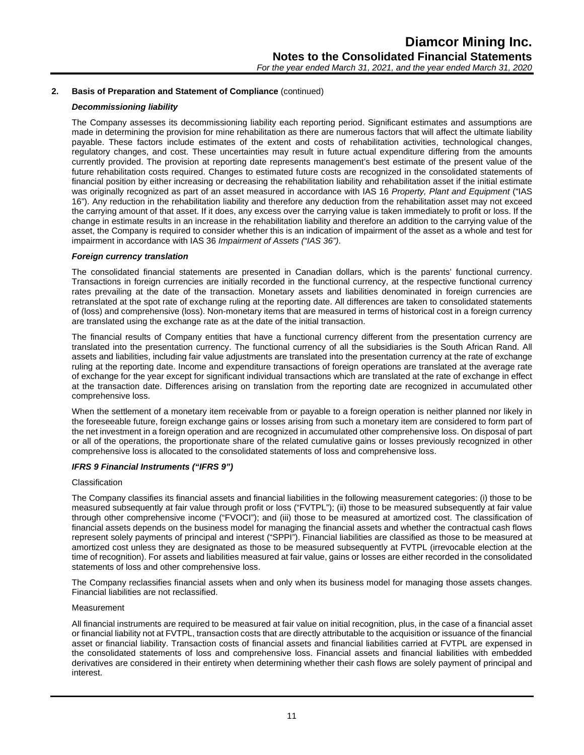## 2. Basis of Preparation and Statement of Compliance (continued)

***Decommissioning liability***

The Company assesses its decommissioning liability each reporting period. Significant estimates and assumptions are made in determining the provision for mine rehabilitation as there are numerous factors that will affect the ultimate liability payable. These factors include estimates of the extent and costs of rehabilitation activities, technological changes, regulatory changes, and cost. These uncertainties may result in future actual expenditure differing from the amounts currently provided. The provision at reporting date represents management's best estimate of the present value of the future rehabilitation costs required. Changes to estimated future costs are recognized in the consolidated statements of financial position by either increasing or decreasing the rehabilitation liability and rehabilitation asset if the initial estimate was originally recognized as part of an asset measured in accordance with IAS 16 *Property, Plant and Equipment* ("IAS 16"). Any reduction in the rehabilitation liability and therefore any deduction from the rehabilitation asset may not exceed the carrying amount of that asset. If it does, any excess over the carrying value is taken immediately to profit or loss. If the change in estimate results in an increase in the rehabilitation liability and therefore an addition to the carrying value of the asset, the Company is required to consider whether this is an indication of impairment of the asset as a whole and test for impairment in accordance with IAS 36 *Impairment of Assets ("IAS 36")*.

***Foreign currency translation***

The consolidated financial statements are presented in Canadian dollars, which is the parents' functional currency. Transactions in foreign currencies are initially recorded in the functional currency, at the respective functional currency rates prevailing at the date of the transaction. Monetary assets and liabilities denominated in foreign currencies are retranslated at the spot rate of exchange ruling at the reporting date. All differences are taken to consolidated statements of (loss) and comprehensive (loss). Non-monetary items that are measured in terms of historical cost in a foreign currency are translated using the exchange rate as at the date of the initial transaction.

The financial results of Company entities that have a functional currency different from the presentation currency are translated into the presentation currency. The functional currency of all the subsidiaries is the South African Rand. All assets and liabilities, including fair value adjustments are translated into the presentation currency at the rate of exchange ruling at the reporting date. Income and expenditure transactions of foreign operations are translated at the average rate of exchange for the year except for significant individual transactions which are translated at the rate of exchange in effect at the transaction date. Differences arising on translation from the reporting date are recognized in accumulated other comprehensive loss.

When the settlement of a monetary item receivable from or payable to a foreign operation is neither planned nor likely in the foreseeable future, foreign exchange gains or losses arising from such a monetary item are considered to form part of the net investment in a foreign operation and are recognized in accumulated other comprehensive loss. On disposal of part or all of the operations, the proportionate share of the related cumulative gains or losses previously recognized in other comprehensive loss is allocated to the consolidated statements of loss and comprehensive loss.

***IFRS 9 Financial Instruments ("IFRS 9")***

Classification

The Company classifies its financial assets and financial liabilities in the following measurement categories: (i) those to be measured subsequently at fair value through profit or loss ("FVTPL"); (ii) those to be measured subsequently at fair value through other comprehensive income ("FVOCI"); and (iii) those to be measured at amortized cost. The classification of financial assets depends on the business model for managing the financial assets and whether the contractual cash flows represent solely payments of principal and interest ("SPPI"). Financial liabilities are classified as those to be measured at amortized cost unless they are designated as those to be measured subsequently at FVTPL (irrevocable election at the time of recognition). For assets and liabilities measured at fair value, gains or losses are either recorded in the consolidated statements of loss and other comprehensive loss.

The Company reclassifies financial assets when and only when its business model for managing those assets changes. Financial liabilities are not reclassified.

Measurement

All financial instruments are required to be measured at fair value on initial recognition, plus, in the case of a financial asset or financial liability not at FVTPL, transaction costs that are directly attributable to the acquisition or issuance of the financial asset or financial liability. Transaction costs of financial assets and financial liabilities carried at FVTPL are expensed in the consolidated statements of loss and comprehensive loss. Financial assets and financial liabilities with embedded derivatives are considered in their entirety when determining whether their cash flows are solely payment of principal and interest.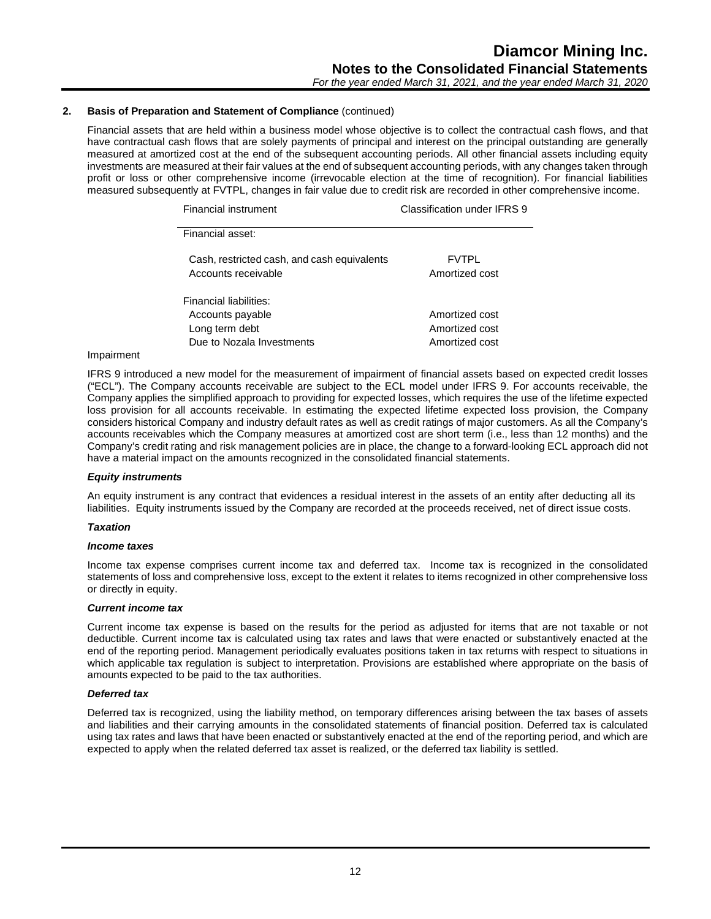## 2. Basis of Preparation and Statement of Compliance (continued)

Financial assets that are held within a business model whose objective is to collect the contractual cash flows, and that have contractual cash flows that are solely payments of principal and interest on the principal outstanding are generally measured at amortized cost at the end of the subsequent accounting periods. All other financial assets including equity investments are measured at their fair values at the end of subsequent accounting periods, with any changes taken through profit or loss or other comprehensive income (irrevocable election at the time of recognition). For financial liabilities measured subsequently at FVTPL, changes in fair value due to credit risk are recorded in other comprehensive income.

| Financial instrument | Classification under IFRS 9 |
|---|---|
| Financial asset: | |
| Cash, restricted cash, and cash equivalents | FVTPL |
| Accounts receivable | Amortized cost |
| Financial liabilities: | |
| Accounts payable | Amortized cost |
| Long term debt | Amortized cost |
| Due to Nozala Investments | Amortized cost |

Impairment

IFRS 9 introduced a new model for the measurement of impairment of financial assets based on expected credit losses ("ECL"). The Company accounts receivable are subject to the ECL model under IFRS 9. For accounts receivable, the Company applies the simplified approach to providing for expected losses, which requires the use of the lifetime expected loss provision for all accounts receivable. In estimating the expected lifetime expected loss provision, the Company considers historical Company and industry default rates as well as credit ratings of major customers. As all the Company's accounts receivables which the Company measures at amortized cost are short term (i.e., less than 12 months) and the Company's credit rating and risk management policies are in place, the change to a forward-looking ECL approach did not have a material impact on the amounts recognized in the consolidated financial statements.

***Equity instruments***

An equity instrument is any contract that evidences a residual interest in the assets of an entity after deducting all its liabilities. Equity instruments issued by the Company are recorded at the proceeds received, net of direct issue costs.

***Taxation***

***Income taxes***

Income tax expense comprises current income tax and deferred tax. Income tax is recognized in the consolidated statements of loss and comprehensive loss, except to the extent it relates to items recognized in other comprehensive loss or directly in equity.

***Current income tax***

Current income tax expense is based on the results for the period as adjusted for items that are not taxable or not deductible. Current income tax is calculated using tax rates and laws that were enacted or substantively enacted at the end of the reporting period. Management periodically evaluates positions taken in tax returns with respect to situations in which applicable tax regulation is subject to interpretation. Provisions are established where appropriate on the basis of amounts expected to be paid to the tax authorities.

***Deferred tax***

Deferred tax is recognized, using the liability method, on temporary differences arising between the tax bases of assets and liabilities and their carrying amounts in the consolidated statements of financial position. Deferred tax is calculated using tax rates and laws that have been enacted or substantively enacted at the end of the reporting period, and which are expected to apply when the related deferred tax asset is realized, or the deferred tax liability is settled.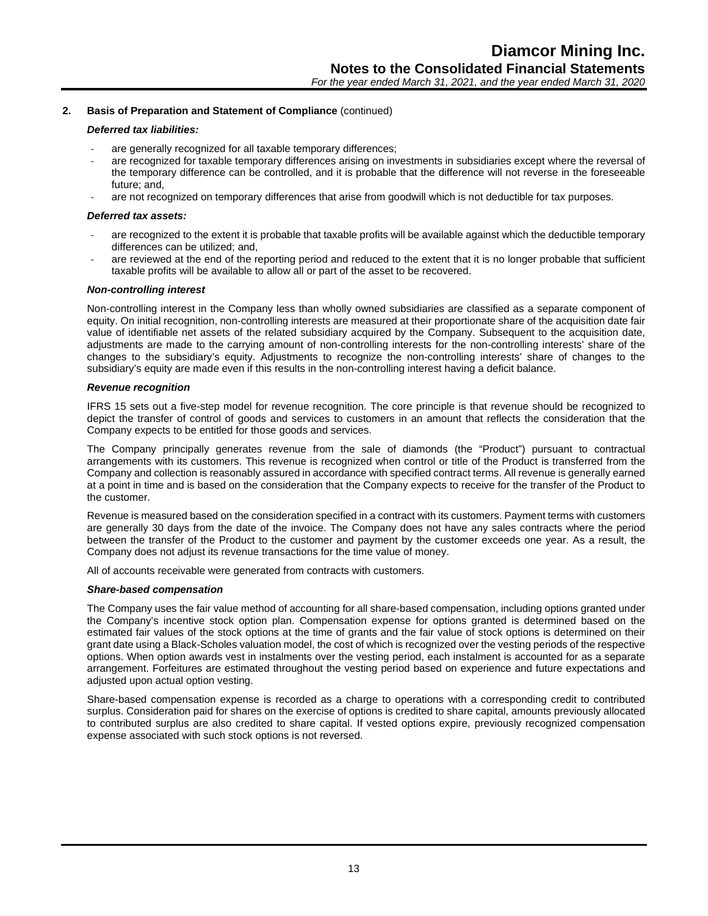## 2. Basis of Preparation and Statement of Compliance (continued)

***Deferred tax liabilities:***

- are generally recognized for all taxable temporary differences;
- are recognized for taxable temporary differences arising on investments in subsidiaries except where the reversal of the temporary difference can be controlled, and it is probable that the difference will not reverse in the foreseeable future; and,
- are not recognized on temporary differences that arise from goodwill which is not deductible for tax purposes.

***Deferred tax assets:***

- are recognized to the extent it is probable that taxable profits will be available against which the deductible temporary differences can be utilized; and,
- are reviewed at the end of the reporting period and reduced to the extent that it is no longer probable that sufficient taxable profits will be available to allow all or part of the asset to be recovered.

***Non-controlling interest***

Non-controlling interest in the Company less than wholly owned subsidiaries are classified as a separate component of equity. On initial recognition, non-controlling interests are measured at their proportionate share of the acquisition date fair value of identifiable net assets of the related subsidiary acquired by the Company. Subsequent to the acquisition date, adjustments are made to the carrying amount of non-controlling interests for the non-controlling interests' share of the changes to the subsidiary's equity. Adjustments to recognize the non-controlling interests' share of changes to the subsidiary's equity are made even if this results in the non-controlling interest having a deficit balance.

***Revenue recognition***

IFRS 15 sets out a five-step model for revenue recognition. The core principle is that revenue should be recognized to depict the transfer of control of goods and services to customers in an amount that reflects the consideration that the Company expects to be entitled for those goods and services.

The Company principally generates revenue from the sale of diamonds (the "Product") pursuant to contractual arrangements with its customers. This revenue is recognized when control or title of the Product is transferred from the Company and collection is reasonably assured in accordance with specified contract terms. All revenue is generally earned at a point in time and is based on the consideration that the Company expects to receive for the transfer of the Product to the customer.

Revenue is measured based on the consideration specified in a contract with its customers. Payment terms with customers are generally 30 days from the date of the invoice. The Company does not have any sales contracts where the period between the transfer of the Product to the customer and payment by the customer exceeds one year. As a result, the Company does not adjust its revenue transactions for the time value of money.

All of accounts receivable were generated from contracts with customers.

***Share-based compensation***

The Company uses the fair value method of accounting for all share-based compensation, including options granted under the Company's incentive stock option plan. Compensation expense for options granted is determined based on the estimated fair values of the stock options at the time of grants and the fair value of stock options is determined on their grant date using a Black-Scholes valuation model, the cost of which is recognized over the vesting periods of the respective options. When option awards vest in instalments over the vesting period, each instalment is accounted for as a separate arrangement. Forfeitures are estimated throughout the vesting period based on experience and future expectations and adjusted upon actual option vesting.

Share-based compensation expense is recorded as a charge to operations with a corresponding credit to contributed surplus. Consideration paid for shares on the exercise of options is credited to share capital, amounts previously allocated to contributed surplus are also credited to share capital. If vested options expire, previously recognized compensation expense associated with such stock options is not reversed.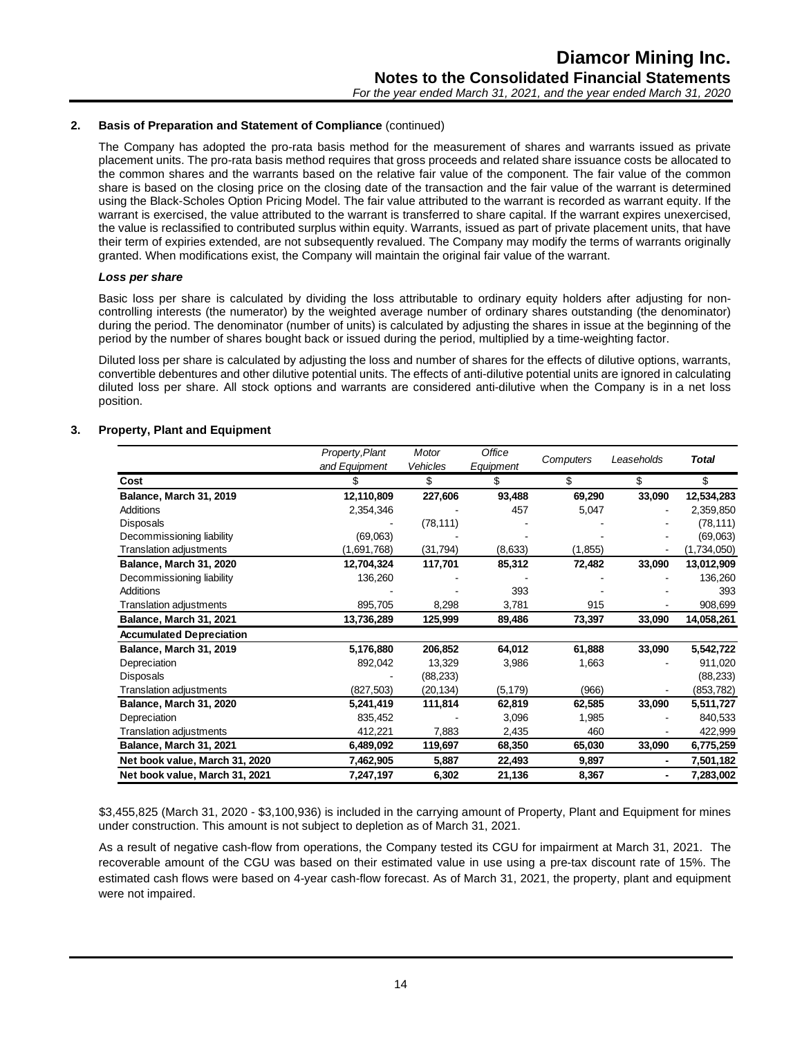## 2. Basis of Preparation and Statement of Compliance (continued)

The Company has adopted the pro-rata basis method for the measurement of shares and warrants issued as private placement units. The pro-rata basis method requires that gross proceeds and related share issuance costs be allocated to the common shares and the warrants based on the relative fair value of the component. The fair value of the common share is based on the closing price on the closing date of the transaction and the fair value of the warrant is determined using the Black-Scholes Option Pricing Model. The fair value attributed to the warrant is recorded as warrant equity. If the warrant is exercised, the value attributed to the warrant is transferred to share capital. If the warrant expires unexercised, the value is reclassified to contributed surplus within equity. Warrants, issued as part of private placement units, that have their term of expiries extended, are not subsequently revalued. The Company may modify the terms of warrants originally granted. When modifications exist, the Company will maintain the original fair value of the warrant.

### *Loss per share*

Basic loss per share is calculated by dividing the loss attributable to ordinary equity holders after adjusting for non-controlling interests (the numerator) by the weighted average number of ordinary shares outstanding (the denominator) during the period. The denominator (number of units) is calculated by adjusting the shares in issue at the beginning of the period by the number of shares bought back or issued during the period, multiplied by a time-weighting factor.

Diluted loss per share is calculated by adjusting the loss and number of shares for the effects of dilutive options, warrants, convertible debentures and other dilutive potential units. The effects of anti-dilutive potential units are ignored in calculating diluted loss per share. All stock options and warrants are considered anti-dilutive when the Company is in a net loss position.

## 3. Property, Plant and Equipment

| | *Property, Plant and Equipment* | *Motor Vehicles* | *Office Equipment* | *Computers* | *Leaseholds* | ***Total*** |
|---|---|---|---|---|---|---|
| **Cost** | $ | $ | $ | $ | $ | $ |
| **Balance, March 31, 2019** | **12,110,809** | **227,606** | **93,488** | **69,290** | **33,090** | **12,534,283** |
| Additions | 2,354,346 | - | 457 | 5,047 | - | 2,359,850 |
| Disposals | - | (78,111) | - | - | - | (78,111) |
| Decommissioning liability | (69,063) | - | - | - | - | (69,063) |
| Translation adjustments | (1,691,768) | (31,794) | (8,633) | (1,855) | - | (1,734,050) |
| **Balance, March 31, 2020** | **12,704,324** | **117,701** | **85,312** | **72,482** | **33,090** | **13,012,909** |
| Decommissioning liability | 136,260 | - | - | - | - | 136,260 |
| Additions | - | - | 393 | - | - | 393 |
| Translation adjustments | 895,705 | 8,298 | 3,781 | 915 | - | 908,699 |
| **Balance, March 31, 2021** | **13,736,289** | **125,999** | **89,486** | **73,397** | **33,090** | **14,058,261** |
| **Accumulated Depreciation** | | | | | | |
| **Balance, March 31, 2019** | **5,176,880** | **206,852** | **64,012** | **61,888** | **33,090** | **5,542,722** |
| Depreciation | 892,042 | 13,329 | 3,986 | 1,663 | - | 911,020 |
| Disposals | - | (88,233) | | | | (88,233) |
| Translation adjustments | (827,503) | (20,134) | (5,179) | (966) | - | (853,782) |
| **Balance, March 31, 2020** | **5,241,419** | **111,814** | **62,819** | **62,585** | **33,090** | **5,511,727** |
| Depreciation | 835,452 | - | 3,096 | 1,985 | - | 840,533 |
| Translation adjustments | 412,221 | 7,883 | 2,435 | 460 | - | 422,999 |
| **Balance, March 31, 2021** | **6,489,092** | **119,697** | **68,350** | **65,030** | **33,090** | **6,775,259** |
| **Net book value, March 31, 2020** | **7,462,905** | **5,887** | **22,493** | **9,897** | **-** | **7,501,182** |
| **Net book value, March 31, 2021** | **7,247,197** | **6,302** | **21,136** | **8,367** | **-** | **7,283,002** |

$3,455,825 (March 31, 2020 - $3,100,936) is included in the carrying amount of Property, Plant and Equipment for mines under construction. This amount is not subject to depletion as of March 31, 2021.

As a result of negative cash-flow from operations, the Company tested its CGU for impairment at March 31, 2021. The recoverable amount of the CGU was based on their estimated value in use using a pre-tax discount rate of 15%. The estimated cash flows were based on 4-year cash-flow forecast. As of March 31, 2021, the property, plant and equipment were not impaired.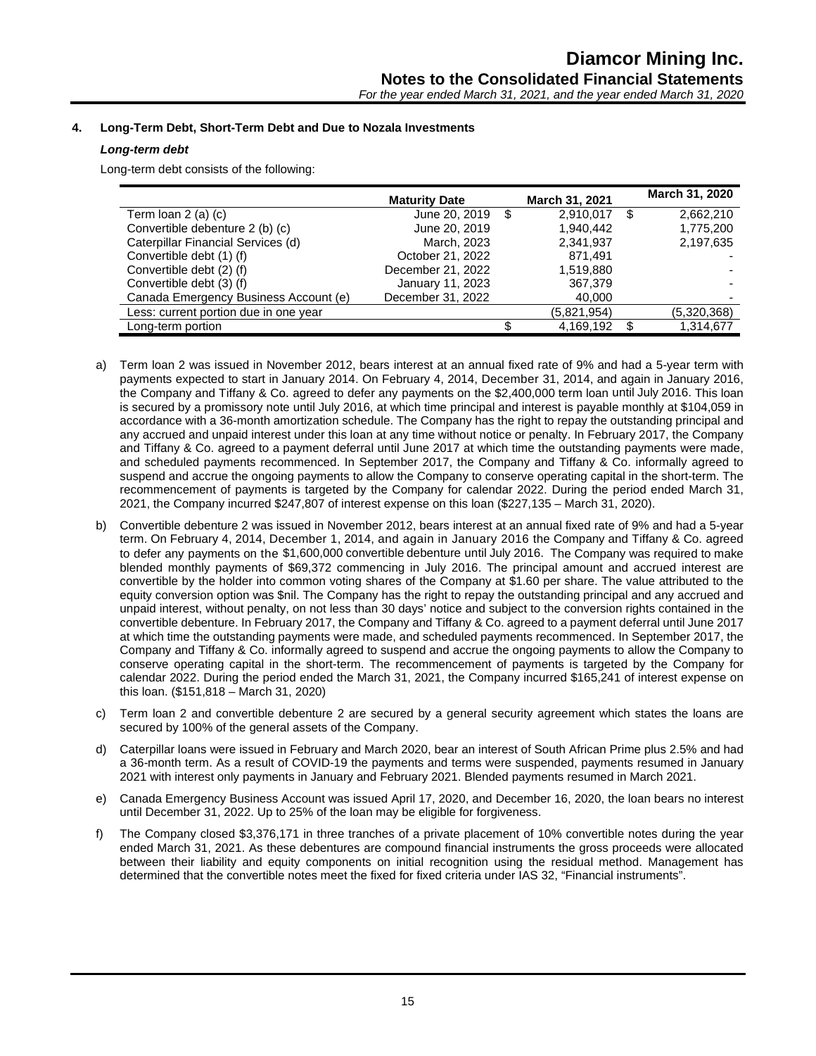## 4. Long-Term Debt, Short-Term Debt and Due to Nozala Investments

### *Long-term debt*

Long-term debt consists of the following:

| | Maturity Date | March 31, 2021 | March 31, 2020 |
|---|---|---|---|
| Term loan 2 (a) (c) | June 20, 2019 | $ 2,910,017 | $ 2,662,210 |
| Convertible debenture 2 (b) (c) | June 20, 2019 | 1,940,442 | 1,775,200 |
| Caterpillar Financial Services (d) | March, 2023 | 2,341,937 | 2,197,635 |
| Convertible debt (1) (f) | October 21, 2022 | 871,491 | - |
| Convertible debt (2) (f) | December 21, 2022 | 1,519,880 | - |
| Convertible debt (3) (f) | January 11, 2023 | 367,379 | - |
| Canada Emergency Business Account (e) | December 31, 2022 | 40,000 | - |
| Less: current portion due in one year | | (5,821,954) | (5,320,368) |
| Long-term portion | | $ 4,169,192 | $ 1,314,677 |

a) Term loan 2 was issued in November 2012, bears interest at an annual fixed rate of 9% and had a 5-year term with payments expected to start in January 2014. On February 4, 2014, December 31, 2014, and again in January 2016, the Company and Tiffany & Co. agreed to defer any payments on the $2,400,000 term loan until July 2016. This loan is secured by a promissory note until July 2016, at which time principal and interest is payable monthly at $104,059 in accordance with a 36-month amortization schedule. The Company has the right to repay the outstanding principal and any accrued and unpaid interest under this loan at any time without notice or penalty. In February 2017, the Company and Tiffany & Co. agreed to a payment deferral until June 2017 at which time the outstanding payments were made, and scheduled payments recommenced. In September 2017, the Company and Tiffany & Co. informally agreed to suspend and accrue the ongoing payments to allow the Company to conserve operating capital in the short-term. The recommencement of payments is targeted by the Company for calendar 2022. During the period ended March 31, 2021, the Company incurred $247,807 of interest expense on this loan ($227,135 – March 31, 2020).

b) Convertible debenture 2 was issued in November 2012, bears interest at an annual fixed rate of 9% and had a 5-year term. On February 4, 2014, December 1, 2014, and again in January 2016 the Company and Tiffany & Co. agreed to defer any payments on the $1,600,000 convertible debenture until July 2016. The Company was required to make blended monthly payments of $69,372 commencing in July 2016. The principal amount and accrued interest are convertible by the holder into common voting shares of the Company at $1.60 per share. The value attributed to the equity conversion option was $nil. The Company has the right to repay the outstanding principal and any accrued and unpaid interest, without penalty, on not less than 30 days' notice and subject to the conversion rights contained in the convertible debenture. In February 2017, the Company and Tiffany & Co. agreed to a payment deferral until June 2017 at which time the outstanding payments were made, and scheduled payments recommenced. In September 2017, the Company and Tiffany & Co. informally agreed to suspend and accrue the ongoing payments to allow the Company to conserve operating capital in the short-term. The recommencement of payments is targeted by the Company for calendar 2022. During the period ended the March 31, 2021, the Company incurred $165,241 of interest expense on this loan. ($151,818 – March 31, 2020)

c) Term loan 2 and convertible debenture 2 are secured by a general security agreement which states the loans are secured by 100% of the general assets of the Company.

d) Caterpillar loans were issued in February and March 2020, bear an interest of South African Prime plus 2.5% and had a 36-month term. As a result of COVID-19 the payments and terms were suspended, payments resumed in January 2021 with interest only payments in January and February 2021. Blended payments resumed in March 2021.

e) Canada Emergency Business Account was issued April 17, 2020, and December 16, 2020, the loan bears no interest until December 31, 2022. Up to 25% of the loan may be eligible for forgiveness.

f) The Company closed $3,376,171 in three tranches of a private placement of 10% convertible notes during the year ended March 31, 2021. As these debentures are compound financial instruments the gross proceeds were allocated between their liability and equity components on initial recognition using the residual method. Management has determined that the convertible notes meet the fixed for fixed criteria under IAS 32, "Financial instruments".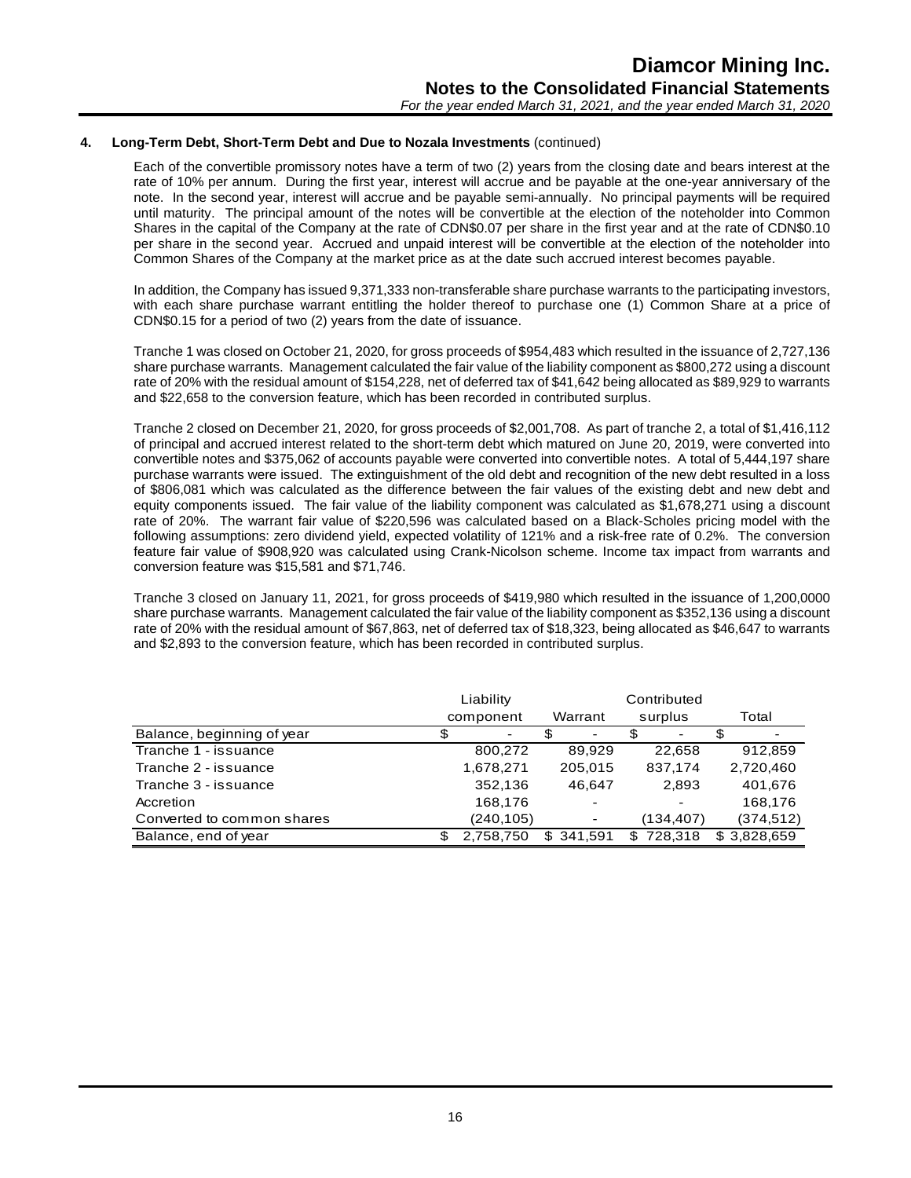## 4. Long-Term Debt, Short-Term Debt and Due to Nozala Investments (continued)

Each of the convertible promissory notes have a term of two (2) years from the closing date and bears interest at the rate of 10% per annum. During the first year, interest will accrue and be payable at the one-year anniversary of the note. In the second year, interest will accrue and be payable semi-annually. No principal payments will be required until maturity. The principal amount of the notes will be convertible at the election of the noteholder into Common Shares in the capital of the Company at the rate of CDN$0.07 per share in the first year and at the rate of CDN$0.10 per share in the second year. Accrued and unpaid interest will be convertible at the election of the noteholder into Common Shares of the Company at the market price as at the date such accrued interest becomes payable.

In addition, the Company has issued 9,371,333 non-transferable share purchase warrants to the participating investors, with each share purchase warrant entitling the holder thereof to purchase one (1) Common Share at a price of CDN$0.15 for a period of two (2) years from the date of issuance.

Tranche 1 was closed on October 21, 2020, for gross proceeds of $954,483 which resulted in the issuance of 2,727,136 share purchase warrants. Management calculated the fair value of the liability component as $800,272 using a discount rate of 20% with the residual amount of $154,228, net of deferred tax of $41,642 being allocated as $89,929 to warrants and $22,658 to the conversion feature, which has been recorded in contributed surplus.

Tranche 2 closed on December 21, 2020, for gross proceeds of $2,001,708. As part of tranche 2, a total of $1,416,112 of principal and accrued interest related to the short-term debt which matured on June 20, 2019, were converted into convertible notes and $375,062 of accounts payable were converted into convertible notes. A total of 5,444,197 share purchase warrants were issued. The extinguishment of the old debt and recognition of the new debt resulted in a loss of $806,081 which was calculated as the difference between the fair values of the existing debt and new debt and equity components issued. The fair value of the liability component was calculated as $1,678,271 using a discount rate of 20%. The warrant fair value of $220,596 was calculated based on a Black-Scholes pricing model with the following assumptions: zero dividend yield, expected volatility of 121% and a risk-free rate of 0.2%. The conversion feature fair value of $908,920 was calculated using Crank-Nicolson scheme. Income tax impact from warrants and conversion feature was $15,581 and $71,746.

Tranche 3 closed on January 11, 2021, for gross proceeds of $419,980 which resulted in the issuance of 1,200,0000 share purchase warrants. Management calculated the fair value of the liability component as $352,136 using a discount rate of 20% with the residual amount of $67,863, net of deferred tax of $18,323, being allocated as $46,647 to warrants and $2,893 to the conversion feature, which has been recorded in contributed surplus.

| | Liability component | Warrant | Contributed surplus | Total |
|---|---|---|---|---|
| Balance, beginning of year | $ - | $ - | $ - | $ - |
| Tranche 1 - issuance | 800,272 | 89,929 | 22,658 | 912,859 |
| Tranche 2 - issuance | 1,678,271 | 205,015 | 837,174 | 2,720,460 |
| Tranche 3 - issuance | 352,136 | 46,647 | 2,893 | 401,676 |
| Accretion | 168,176 | - | - | 168,176 |
| Converted to common shares | (240,105) | - | (134,407) | (374,512) |
| Balance, end of year | $ 2,758,750 | $ 341,591 | $ 728,318 | $ 3,828,659 |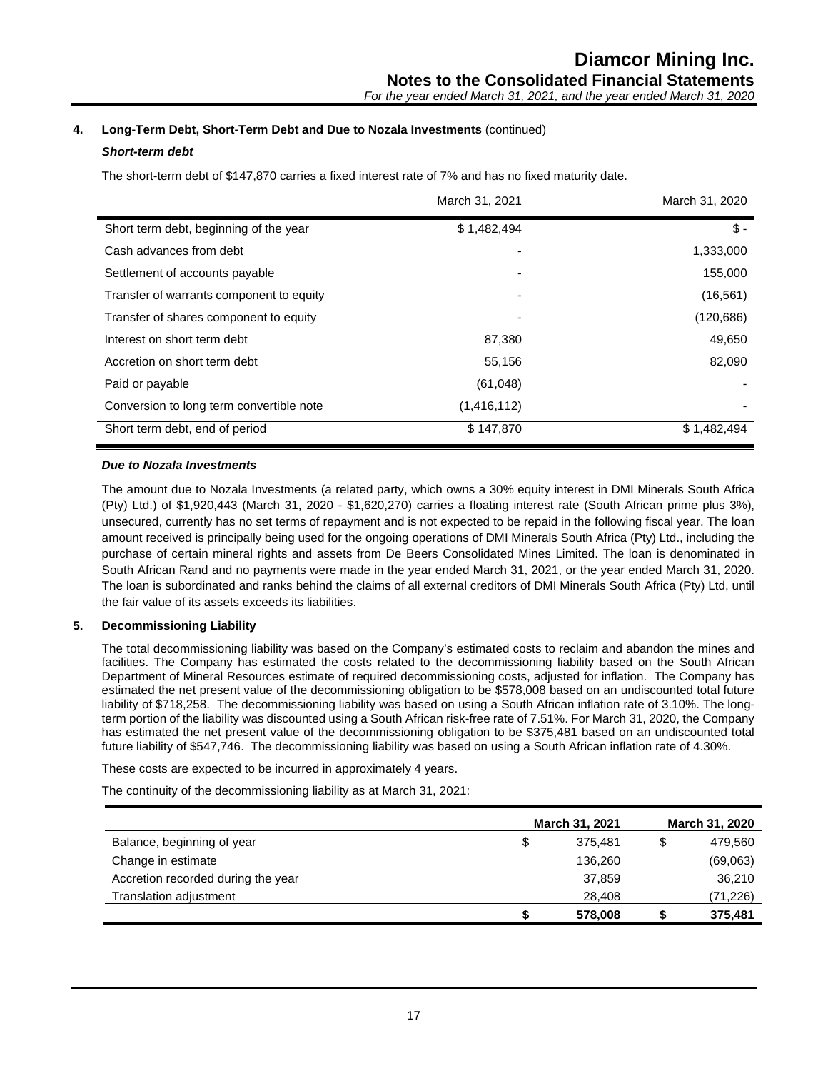## 4. Long-Term Debt, Short-Term Debt and Due to Nozala Investments (continued)

### *Short-term debt*

The short-term debt of $147,870 carries a fixed interest rate of 7% and has no fixed maturity date.

| | March 31, 2021 | March 31, 2020 |
|---|---|---|
| Short term debt, beginning of the year | $ 1,482,494 | $ - |
| Cash advances from debt | - | 1,333,000 |
| Settlement of accounts payable | - | 155,000 |
| Transfer of warrants component to equity | - | (16,561) |
| Transfer of shares component to equity | - | (120,686) |
| Interest on short term debt | 87,380 | 49,650 |
| Accretion on short term debt | 55,156 | 82,090 |
| Paid or payable | (61,048) | - |
| Conversion to long term convertible note | (1,416,112) | - |
| Short term debt, end of period | $ 147,870 | $ 1,482,494 |

### *Due to Nozala Investments*

The amount due to Nozala Investments (a related party, which owns a 30% equity interest in DMI Minerals South Africa (Pty) Ltd.) of $1,920,443 (March 31, 2020 - $1,620,270) carries a floating interest rate (South African prime plus 3%), unsecured, currently has no set terms of repayment and is not expected to be repaid in the following fiscal year. The loan amount received is principally being used for the ongoing operations of DMI Minerals South Africa (Pty) Ltd., including the purchase of certain mineral rights and assets from De Beers Consolidated Mines Limited. The loan is denominated in South African Rand and no payments were made in the year ended March 31, 2021, or the year ended March 31, 2020. The loan is subordinated and ranks behind the claims of all external creditors of DMI Minerals South Africa (Pty) Ltd, until the fair value of its assets exceeds its liabilities.

## 5. Decommissioning Liability

The total decommissioning liability was based on the Company's estimated costs to reclaim and abandon the mines and facilities. The Company has estimated the costs related to the decommissioning liability based on the South African Department of Mineral Resources estimate of required decommissioning costs, adjusted for inflation. The Company has estimated the net present value of the decommissioning obligation to be $578,008 based on an undiscounted total future liability of $718,258. The decommissioning liability was based on using a South African inflation rate of 3.10%. The long-term portion of the liability was discounted using a South African risk-free rate of 7.51%. For March 31, 2020, the Company has estimated the net present value of the decommissioning obligation to be $375,481 based on an undiscounted total future liability of $547,746. The decommissioning liability was based on using a South African inflation rate of 4.30%.

These costs are expected to be incurred in approximately 4 years.

The continuity of the decommissioning liability as at March 31, 2021:

| | March 31, 2021 | March 31, 2020 |
|---|---|---|
| Balance, beginning of year | $ 375,481 | $ 479,560 |
| Change in estimate | 136,260 | (69,063) |
| Accretion recorded during the year | 37,859 | 36,210 |
| Translation adjustment | 28,408 | (71,226) |
| | **$ 578,008** | **$ 375,481** |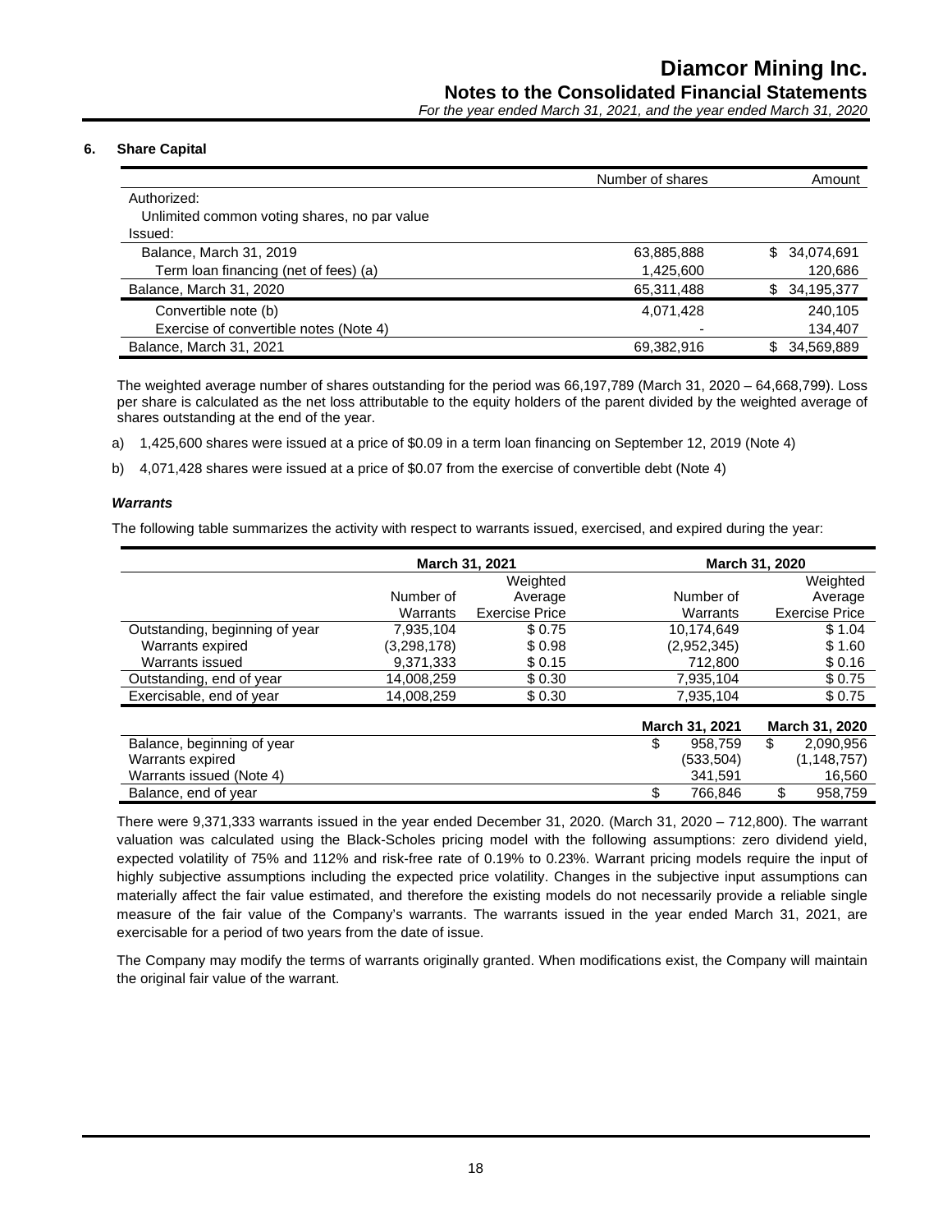### 6. Share Capital

| | Number of shares | Amount |
|---|---|---|
| Authorized: | | |
| Unlimited common voting shares, no par value | | |
| Issued: | | |
| Balance, March 31, 2019 | 63,885,888 | $ 34,074,691 |
| Term loan financing (net of fees) (a) | 1,425,600 | 120,686 |
| Balance, March 31, 2020 | 65,311,488 | $ 34,195,377 |
| Convertible note (b) | 4,071,428 | 240,105 |
| Exercise of convertible notes (Note 4) | - | 134,407 |
| Balance, March 31, 2021 | 69,382,916 | $ 34,569,889 |

The weighted average number of shares outstanding for the period was 66,197,789 (March 31, 2020 – 64,668,799). Loss per share is calculated as the net loss attributable to the equity holders of the parent divided by the weighted average of shares outstanding at the end of the year.

a) 1,425,600 shares were issued at a price of $0.09 in a term loan financing on September 12, 2019 (Note 4)

b) 4,071,428 shares were issued at a price of $0.07 from the exercise of convertible debt (Note 4)

#### *Warrants*

The following table summarizes the activity with respect to warrants issued, exercised, and expired during the year:

| | March 31, 2021 | | March 31, 2020 | |
|---|---|---|---|---|
| | Number of Warrants | Weighted Average Exercise Price | Number of Warrants | Weighted Average Exercise Price |
| Outstanding, beginning of year | 7,935,104 | $ 0.75 | 10,174,649 | $ 1.04 |
| Warrants expired | (3,298,178) | $ 0.98 | (2,952,345) | $ 1.60 |
| Warrants issued | 9,371,333 | $ 0.15 | 712,800 | $ 0.16 |
| Outstanding, end of year | 14,008,259 | $ 0.30 | 7,935,104 | $ 0.75 |
| Exercisable, end of year | 14,008,259 | $ 0.30 | 7,935,104 | $ 0.75 |

| | March 31, 2021 | March 31, 2020 |
|---|---|---|
| Balance, beginning of year | $ 958,759 | $ 2,090,956 |
| Warrants expired | (533,504) | (1,148,757) |
| Warrants issued (Note 4) | 341,591 | 16,560 |
| Balance, end of year | $ 766,846 | $ 958,759 |

There were 9,371,333 warrants issued in the year ended December 31, 2020. (March 31, 2020 – 712,800). The warrant valuation was calculated using the Black-Scholes pricing model with the following assumptions: zero dividend yield, expected volatility of 75% and 112% and risk-free rate of 0.19% to 0.23%. Warrant pricing models require the input of highly subjective assumptions including the expected price volatility. Changes in the subjective input assumptions can materially affect the fair value estimated, and therefore the existing models do not necessarily provide a reliable single measure of the fair value of the Company's warrants. The warrants issued in the year ended March 31, 2021, are exercisable for a period of two years from the date of issue.

The Company may modify the terms of warrants originally granted. When modifications exist, the Company will maintain the original fair value of the warrant.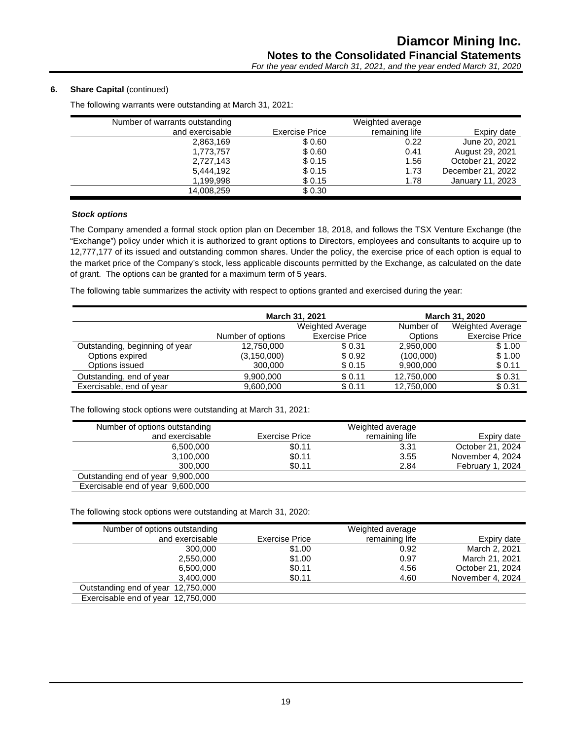## 6. Share Capital (continued)

The following warrants were outstanding at March 31, 2021:

| Number of warrants outstanding and exercisable | Exercise Price | Weighted average remaining life | Expiry date |
|---|---|---|---|
| 2,863,169 | $ 0.60 | 0.22 | June 20, 2021 |
| 1,773,757 | $ 0.60 | 0.41 | August 29, 2021 |
| 2,727,143 | $ 0.15 | 1.56 | October 21, 2022 |
| 5,444,192 | $ 0.15 | 1.73 | December 21, 2022 |
| 1,199,998 | $ 0.15 | 1.78 | January 11, 2023 |
| 14,008,259 | $ 0.30 | | |

### *Stock options*

The Company amended a formal stock option plan on December 18, 2018, and follows the TSX Venture Exchange (the "Exchange") policy under which it is authorized to grant options to Directors, employees and consultants to acquire up to 12,777,177 of its issued and outstanding common shares. Under the policy, the exercise price of each option is equal to the market price of the Company's stock, less applicable discounts permitted by the Exchange, as calculated on the date of grant. The options can be granted for a maximum term of 5 years.

The following table summarizes the activity with respect to options granted and exercised during the year:

| | March 31, 2021 | | March 31, 2020 | |
|---|---|---|---|---|
| | Number of options | Weighted Average Exercise Price | Number of Options | Weighted Average Exercise Price |
| Outstanding, beginning of year | 12,750,000 | $ 0.31 | 2,950,000 | $ 1.00 |
| Options expired | (3,150,000) | $ 0.92 | (100,000) | $ 1.00 |
| Options issued | 300,000 | $ 0.15 | 9,900,000 | $ 0.11 |
| Outstanding, end of year | 9,900,000 | $ 0.11 | 12,750,000 | $ 0.31 |
| Exercisable, end of year | 9,600,000 | $ 0.11 | 12,750,000 | $ 0.31 |

The following stock options were outstanding at March 31, 2021:

| Number of options outstanding and exercisable | Exercise Price | Weighted average remaining life | Expiry date |
|---|---|---|---|
| 6,500,000 | $0.11 | 3.31 | October 21, 2024 |
| 3,100,000 | $0.11 | 3.55 | November 4, 2024 |
| 300,000 | $0.11 | 2.84 | February 1, 2024 |
| Outstanding end of year 9,900,000 | | | |
| Exercisable end of year 9,600,000 | | | |

The following stock options were outstanding at March 31, 2020:

| Number of options outstanding and exercisable | Exercise Price | Weighted average remaining life | Expiry date |
|---|---|---|---|
| 300,000 | $1.00 | 0.92 | March 2, 2021 |
| 2,550,000 | $1.00 | 0.97 | March 21, 2021 |
| 6,500,000 | $0.11 | 4.56 | October 21, 2024 |
| 3,400,000 | $0.11 | 4.60 | November 4, 2024 |
| Outstanding end of year 12,750,000 | | | |
| Exercisable end of year 12,750,000 | | | |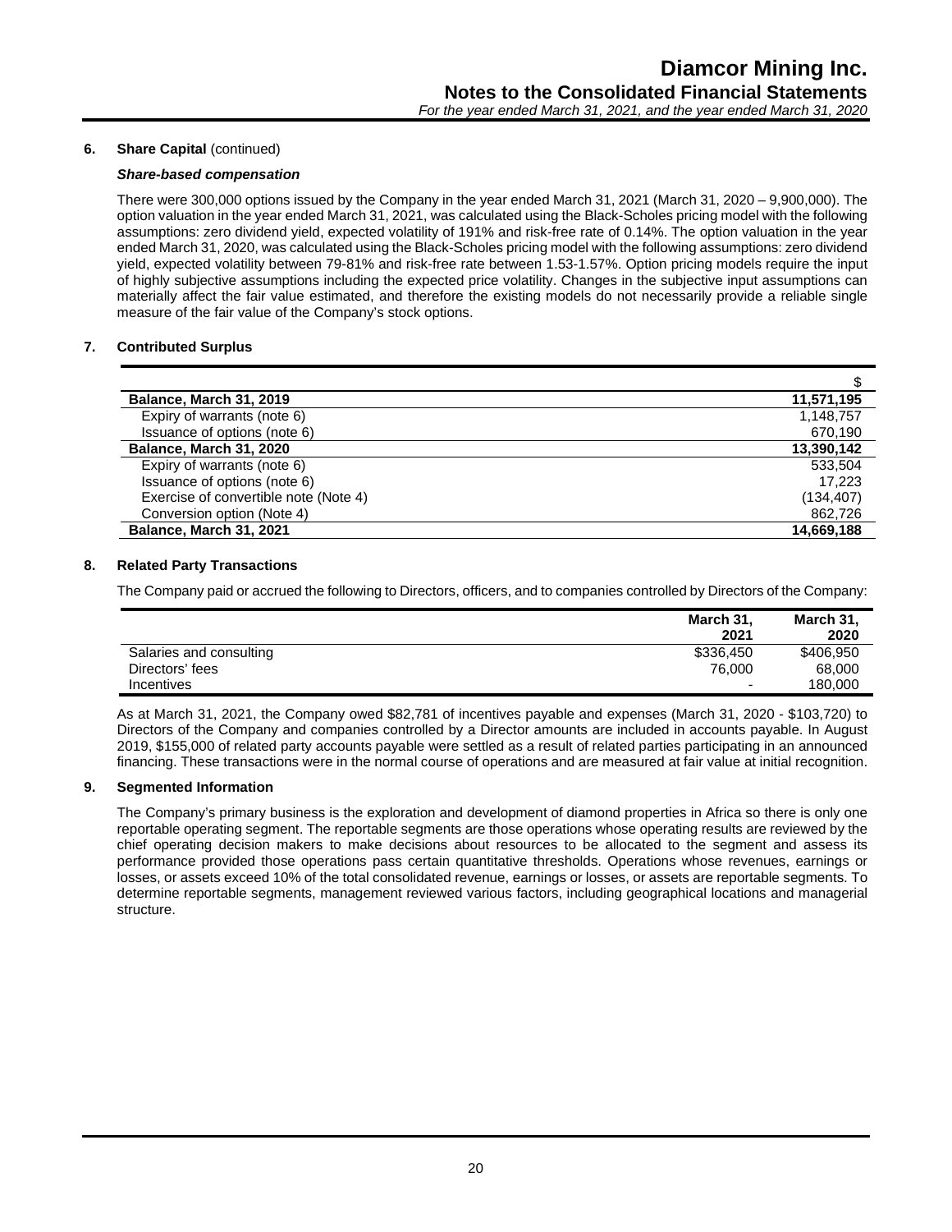## 6. Share Capital (continued)

### *Share-based compensation*

There were 300,000 options issued by the Company in the year ended March 31, 2021 (March 31, 2020 – 9,900,000). The option valuation in the year ended March 31, 2021, was calculated using the Black-Scholes pricing model with the following assumptions: zero dividend yield, expected volatility of 191% and risk-free rate of 0.14%. The option valuation in the year ended March 31, 2020, was calculated using the Black-Scholes pricing model with the following assumptions: zero dividend yield, expected volatility between 79-81% and risk-free rate between 1.53-1.57%. Option pricing models require the input of highly subjective assumptions including the expected price volatility. Changes in the subjective input assumptions can materially affect the fair value estimated, and therefore the existing models do not necessarily provide a reliable single measure of the fair value of the Company's stock options.

## 7. Contributed Surplus

| | $ |
|---|---|
| **Balance, March 31, 2019** | **11,571,195** |
| Expiry of warrants (note 6) | 1,148,757 |
| Issuance of options (note 6) | 670,190 |
| **Balance, March 31, 2020** | **13,390,142** |
| Expiry of warrants (note 6) | 533,504 |
| Issuance of options (note 6) | 17,223 |
| Exercise of convertible note (Note 4) | (134,407) |
| Conversion option (Note 4) | 862,726 |
| **Balance, March 31, 2021** | **14,669,188** |

## 8. Related Party Transactions

The Company paid or accrued the following to Directors, officers, and to companies controlled by Directors of the Company:

| | March 31, 2021 | March 31, 2020 |
|---|---|---|
| Salaries and consulting | $336,450 | $406,950 |
| Directors' fees | 76,000 | 68,000 |
| Incentives | - | 180,000 |

As at March 31, 2021, the Company owed $82,781 of incentives payable and expenses (March 31, 2020 - $103,720) to Directors of the Company and companies controlled by a Director amounts are included in accounts payable. In August 2019, $155,000 of related party accounts payable were settled as a result of related parties participating in an announced financing. These transactions were in the normal course of operations and are measured at fair value at initial recognition.

## 9. Segmented Information

The Company's primary business is the exploration and development of diamond properties in Africa so there is only one reportable operating segment. The reportable segments are those operations whose operating results are reviewed by the chief operating decision makers to make decisions about resources to be allocated to the segment and assess its performance provided those operations pass certain quantitative thresholds. Operations whose revenues, earnings or losses, or assets exceed 10% of the total consolidated revenue, earnings or losses, or assets are reportable segments. To determine reportable segments, management reviewed various factors, including geographical locations and managerial structure.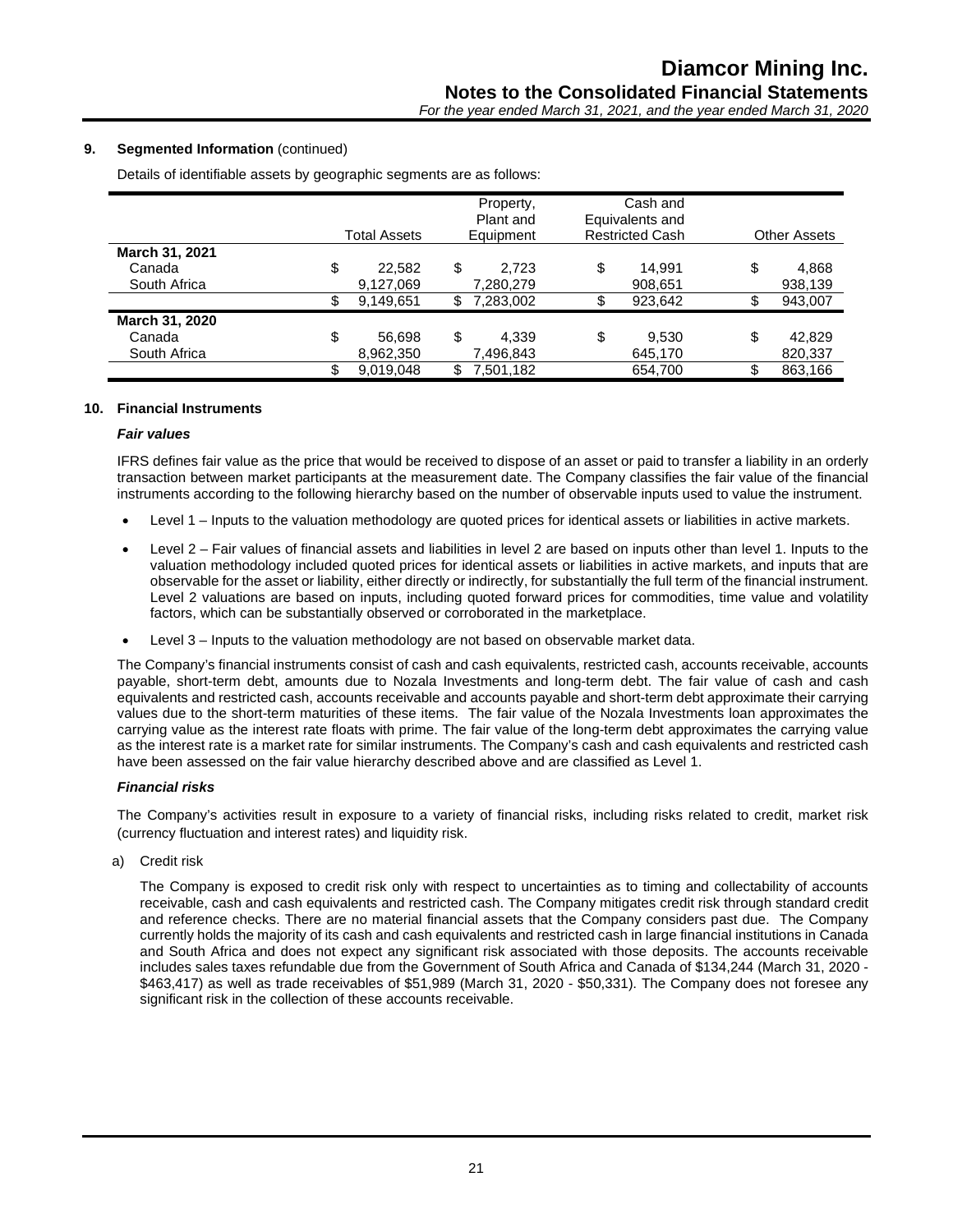**9. Segmented Information** (continued)

Details of identifiable assets by geographic segments are as follows:

| | Total Assets | Property, Plant and Equipment | Cash and Equivalents and Restricted Cash | Other Assets |
|---|---|---|---|---|
| **March 31, 2021** | | | | |
| Canada | $ 22,582 | $ 2,723 | $ 14,991 | $ 4,868 |
| South Africa | 9,127,069 | 7,280,279 | 908,651 | 938,139 |
| | $ 9,149,651 | $ 7,283,002 | $ 923,642 | $ 943,007 |
| **March 31, 2020** | | | | |
| Canada | $ 56,698 | $ 4,339 | $ 9,530 | $ 42,829 |
| South Africa | 8,962,350 | 7,496,843 | 645,170 | 820,337 |
| | $ 9,019,048 | $ 7,501,182 | 654,700 | $ 863,166 |

**10. Financial Instruments**

***Fair values***

IFRS defines fair value as the price that would be received to dispose of an asset or paid to transfer a liability in an orderly transaction between market participants at the measurement date. The Company classifies the fair value of the financial instruments according to the following hierarchy based on the number of observable inputs used to value the instrument.

- Level 1 – Inputs to the valuation methodology are quoted prices for identical assets or liabilities in active markets.
- Level 2 – Fair values of financial assets and liabilities in level 2 are based on inputs other than level 1. Inputs to the valuation methodology included quoted prices for identical assets or liabilities in active markets, and inputs that are observable for the asset or liability, either directly or indirectly, for substantially the full term of the financial instrument. Level 2 valuations are based on inputs, including quoted forward prices for commodities, time value and volatility factors, which can be substantially observed or corroborated in the marketplace.
- Level 3 – Inputs to the valuation methodology are not based on observable market data.

The Company's financial instruments consist of cash and cash equivalents, restricted cash, accounts receivable, accounts payable, short-term debt, amounts due to Nozala Investments and long-term debt. The fair value of cash and cash equivalents and restricted cash, accounts receivable and accounts payable and short-term debt approximate their carrying values due to the short-term maturities of these items. The fair value of the Nozala Investments loan approximates the carrying value as the interest rate floats with prime. The fair value of the long-term debt approximates the carrying value as the interest rate is a market rate for similar instruments. The Company's cash and cash equivalents and restricted cash have been assessed on the fair value hierarchy described above and are classified as Level 1.

***Financial risks***

The Company's activities result in exposure to a variety of financial risks, including risks related to credit, market risk (currency fluctuation and interest rates) and liquidity risk.

a) Credit risk

The Company is exposed to credit risk only with respect to uncertainties as to timing and collectability of accounts receivable, cash and cash equivalents and restricted cash. The Company mitigates credit risk through standard credit and reference checks. There are no material financial assets that the Company considers past due. The Company currently holds the majority of its cash and cash equivalents and restricted cash in large financial institutions in Canada and South Africa and does not expect any significant risk associated with those deposits. The accounts receivable includes sales taxes refundable due from the Government of South Africa and Canada of $134,244 (March 31, 2020 - $463,417) as well as trade receivables of $51,989 (March 31, 2020 - $50,331). The Company does not foresee any significant risk in the collection of these accounts receivable.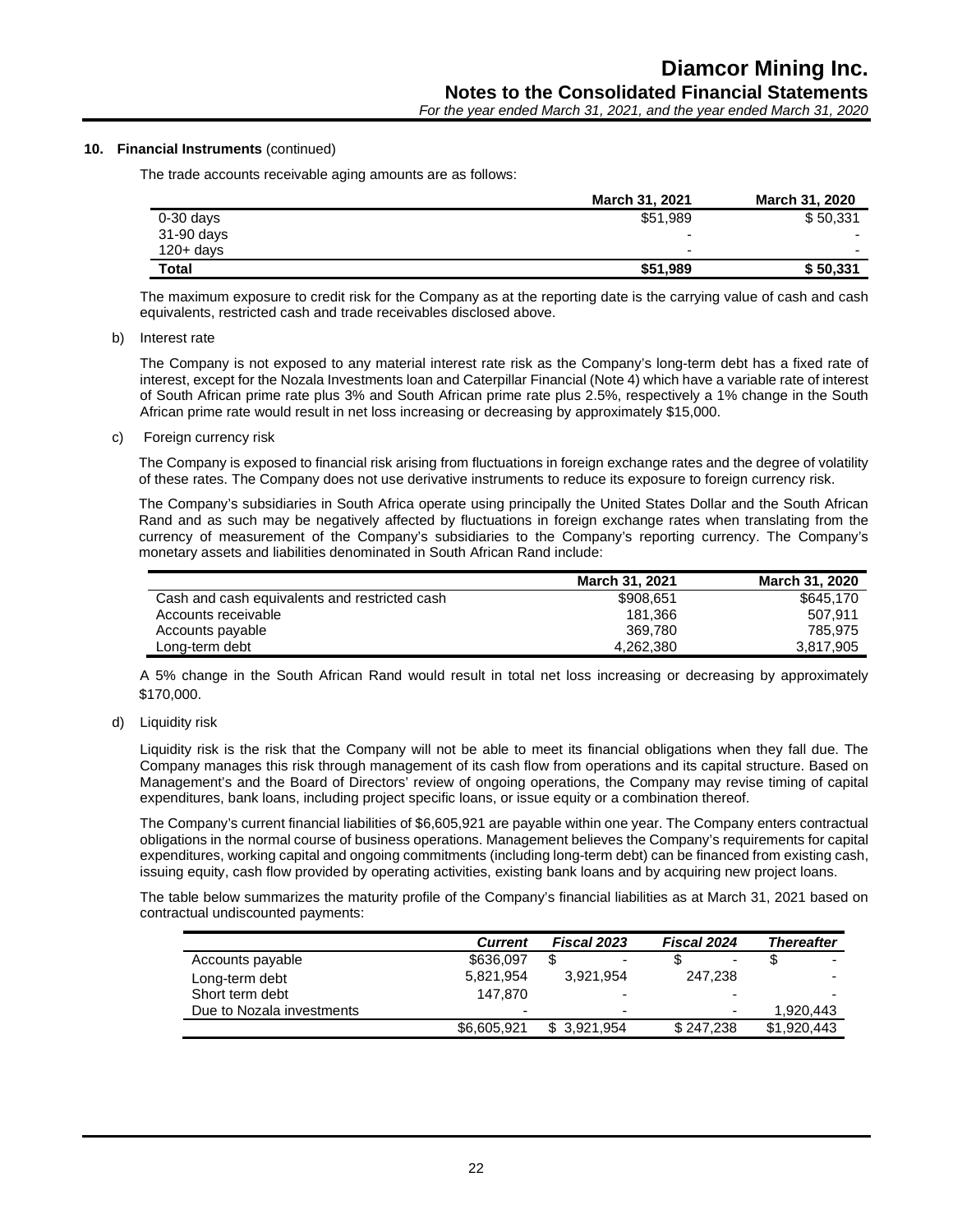### 10. Financial Instruments (continued)

The trade accounts receivable aging amounts are as follows:

| | March 31, 2021 | March 31, 2020 |
|---|---|---|
| 0-30 days | \$51,989 | \$ 50,331 |
| 31-90 days | - | - |
| 120+ days | - | - |
| **Total** | **\$51,989** | **\$ 50,331** |

The maximum exposure to credit risk for the Company as at the reporting date is the carrying value of cash and cash equivalents, restricted cash and trade receivables disclosed above.

b) Interest rate

The Company is not exposed to any material interest rate risk as the Company's long-term debt has a fixed rate of interest, except for the Nozala Investments loan and Caterpillar Financial (Note 4) which have a variable rate of interest of South African prime rate plus 3% and South African prime rate plus 2.5%, respectively a 1% change in the South African prime rate would result in net loss increasing or decreasing by approximately \$15,000.

c) Foreign currency risk

The Company is exposed to financial risk arising from fluctuations in foreign exchange rates and the degree of volatility of these rates. The Company does not use derivative instruments to reduce its exposure to foreign currency risk.

The Company's subsidiaries in South Africa operate using principally the United States Dollar and the South African Rand and as such may be negatively affected by fluctuations in foreign exchange rates when translating from the currency of measurement of the Company's subsidiaries to the Company's reporting currency. The Company's monetary assets and liabilities denominated in South African Rand include:

| | March 31, 2021 | March 31, 2020 |
|---|---|---|
| Cash and cash equivalents and restricted cash | \$908,651 | \$645,170 |
| Accounts receivable | 181,366 | 507,911 |
| Accounts payable | 369,780 | 785,975 |
| Long-term debt | 4,262,380 | 3,817,905 |

A 5% change in the South African Rand would result in total net loss increasing or decreasing by approximately \$170,000.

d) Liquidity risk

Liquidity risk is the risk that the Company will not be able to meet its financial obligations when they fall due. The Company manages this risk through management of its cash flow from operations and its capital structure. Based on Management's and the Board of Directors' review of ongoing operations, the Company may revise timing of capital expenditures, bank loans, including project specific loans, or issue equity or a combination thereof.

The Company's current financial liabilities of \$6,605,921 are payable within one year. The Company enters contractual obligations in the normal course of business operations. Management believes the Company's requirements for capital expenditures, working capital and ongoing commitments (including long-term debt) can be financed from existing cash, issuing equity, cash flow provided by operating activities, existing bank loans and by acquiring new project loans.

The table below summarizes the maturity profile of the Company's financial liabilities as at March 31, 2021 based on contractual undiscounted payments:

| | *Current* | *Fiscal 2023* | *Fiscal 2024* | *Thereafter* |
|---|---|---|---|---|
| Accounts payable | \$636,097 | \$ - | \$ - | \$ - |
| Long-term debt | 5,821,954 | 3,921,954 | 247,238 | - |
| Short term debt | 147,870 | - | - | - |
| Due to Nozala investments | - | - | - | 1,920,443 |
| | \$6,605,921 | \$ 3,921,954 | \$ 247,238 | \$1,920,443 |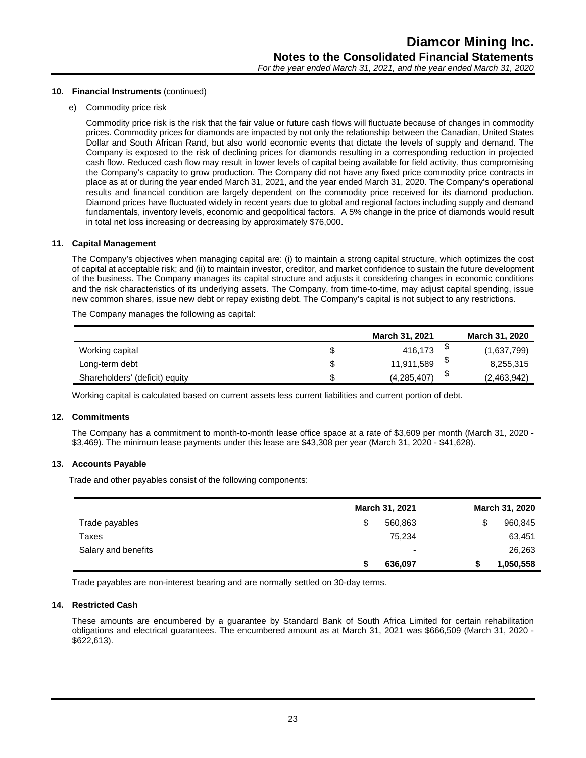## 10. Financial Instruments (continued)

e) Commodity price risk

Commodity price risk is the risk that the fair value or future cash flows will fluctuate because of changes in commodity prices. Commodity prices for diamonds are impacted by not only the relationship between the Canadian, United States Dollar and South African Rand, but also world economic events that dictate the levels of supply and demand. The Company is exposed to the risk of declining prices for diamonds resulting in a corresponding reduction in projected cash flow. Reduced cash flow may result in lower levels of capital being available for field activity, thus compromising the Company's capacity to grow production. The Company did not have any fixed price commodity price contracts in place as at or during the year ended March 31, 2021, and the year ended March 31, 2020. The Company's operational results and financial condition are largely dependent on the commodity price received for its diamond production. Diamond prices have fluctuated widely in recent years due to global and regional factors including supply and demand fundamentals, inventory levels, economic and geopolitical factors. A 5% change in the price of diamonds would result in total net loss increasing or decreasing by approximately $76,000.

## 11. Capital Management

The Company's objectives when managing capital are: (i) to maintain a strong capital structure, which optimizes the cost of capital at acceptable risk; and (ii) to maintain investor, creditor, and market confidence to sustain the future development of the business. The Company manages its capital structure and adjusts it considering changes in economic conditions and the risk characteristics of its underlying assets. The Company, from time-to-time, may adjust capital spending, issue new common shares, issue new debt or repay existing debt. The Company's capital is not subject to any restrictions.

The Company manages the following as capital:

| | | March 31, 2021 | | March 31, 2020 |
|---|---|---|---|---|
| Working capital | $ | 416,173 | $ | (1,637,799) |
| Long-term debt | $ | 11,911,589 | $ | 8,255,315 |
| Shareholders' (deficit) equity | $ | (4,285,407) | $ | (2,463,942) |

Working capital is calculated based on current assets less current liabilities and current portion of debt.

## 12. Commitments

The Company has a commitment to month-to-month lease office space at a rate of $3,609 per month (March 31, 2020 - $3,469). The minimum lease payments under this lease are $43,308 per year (March 31, 2020 - $41,628).

## 13. Accounts Payable

Trade and other payables consist of the following components:

| | | March 31, 2021 | | March 31, 2020 |
|---|---|---|---|---|
| Trade payables | $ | 560,863 | $ | 960,845 |
| Taxes | | 75,234 | | 63,451 |
| Salary and benefits | | - | | 26,263 |
| | **$** | **636,097** | **$** | **1,050,558** |

Trade payables are non-interest bearing and are normally settled on 30-day terms.

## 14. Restricted Cash

These amounts are encumbered by a guarantee by Standard Bank of South Africa Limited for certain rehabilitation obligations and electrical guarantees. The encumbered amount as at March 31, 2021 was $666,509 (March 31, 2020 - $622,613).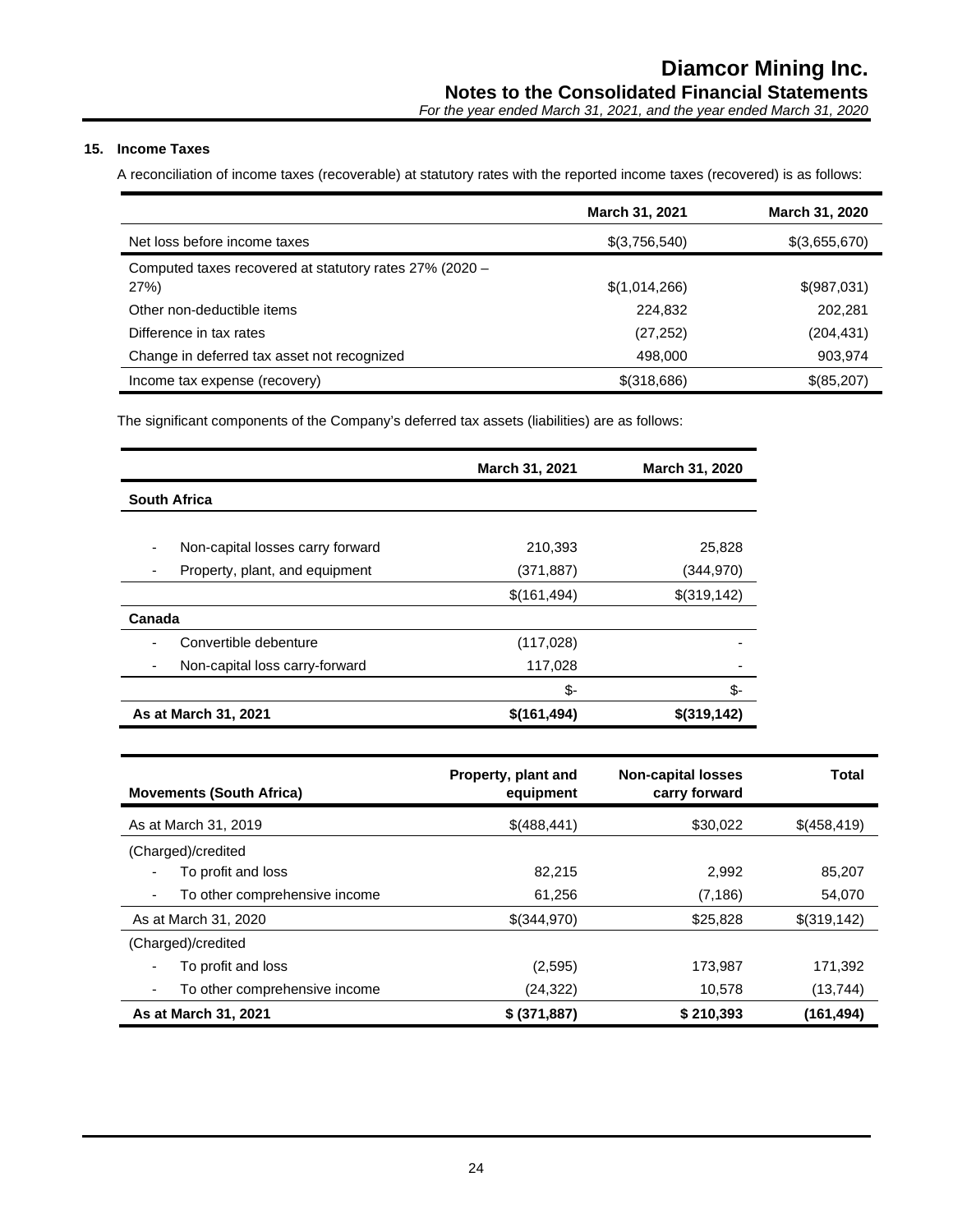## 15. Income Taxes

A reconciliation of income taxes (recoverable) at statutory rates with the reported income taxes (recovered) is as follows:

| | March 31, 2021 | March 31, 2020 |
|---|---|---|
| Net loss before income taxes | $(3,756,540) | $(3,655,670) |
| Computed taxes recovered at statutory rates 27% (2020 – 27%) | $(1,014,266) | $(987,031) |
| Other non-deductible items | 224,832 | 202,281 |
| Difference in tax rates | (27,252) | (204,431) |
| Change in deferred tax asset not recognized | 498,000 | 903,974 |
| Income tax expense (recovery) | $(318,686) | $(85,207) |

The significant components of the Company's deferred tax assets (liabilities) are as follows:

| | March 31, 2021 | March 31, 2020 |
|---|---|---|
| **South Africa** | | |
| - Non-capital losses carry forward | 210,393 | 25,828 |
| - Property, plant, and equipment | (371,887) | (344,970) |
| | $(161,494) | $(319,142) |
| **Canada** | | |
| - Convertible debenture | (117,028) | - |
| - Non-capital loss carry-forward | 117,028 | - |
| | $- | $- |
| **As at March 31, 2021** | **$(161,494)** | **$(319,142)** |

| Movements (South Africa) | Property, plant and equipment | Non-capital losses carry forward | Total |
|---|---|---|---|
| As at March 31, 2019 | $(488,441) | $30,022 | $(458,419) |
| (Charged)/credited | | | |
| - To profit and loss | 82,215 | 2,992 | 85,207 |
| - To other comprehensive income | 61,256 | (7,186) | 54,070 |
| As at March 31, 2020 | $(344,970) | $25,828 | $(319,142) |
| (Charged)/credited | | | |
| - To profit and loss | (2,595) | 173,987 | 171,392 |
| - To other comprehensive income | (24,322) | 10,578 | (13,744) |
| **As at March 31, 2021** | **$ (371,887)** | **$ 210,393** | **(161,494)** |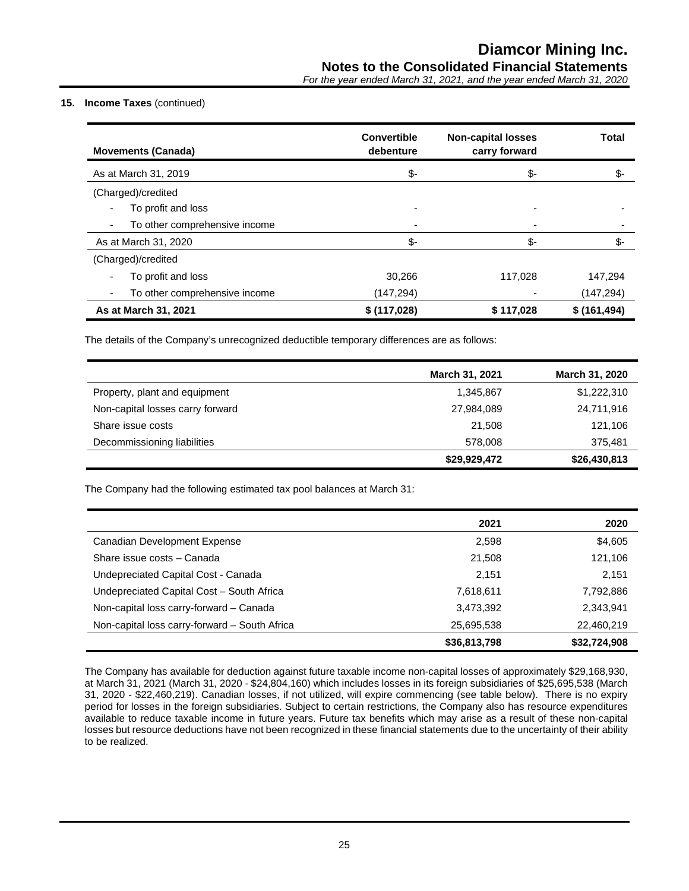**15. Income Taxes** (continued)

| Movements (Canada) | Convertible debenture | Non-capital losses carry forward | Total |
|---|---|---|---|
| As at March 31, 2019 | $- | $- | $- |
| (Charged)/credited | | | |
| - To profit and loss | - | - | - |
| - To other comprehensive income | - | - | - |
| As at March 31, 2020 | $- | $- | $- |
| (Charged)/credited | | | |
| - To profit and loss | 30,266 | 117,028 | 147,294 |
| - To other comprehensive income | (147,294) | - | (147,294) |
| **As at March 31, 2021** | **$ (117,028)** | **$ 117,028** | **$ (161,494)** |

The details of the Company's unrecognized deductible temporary differences are as follows:

| | March 31, 2021 | March 31, 2020 |
|---|---|---|
| Property, plant and equipment | 1,345,867 | $1,222,310 |
| Non-capital losses carry forward | 27,984,089 | 24,711,916 |
| Share issue costs | 21,508 | 121,106 |
| Decommissioning liabilities | 578,008 | 375,481 |
| | **$29,929,472** | **$26,430,813** |

The Company had the following estimated tax pool balances at March 31:

| | 2021 | 2020 |
|---|---|---|
| Canadian Development Expense | 2,598 | $4,605 |
| Share issue costs – Canada | 21,508 | 121,106 |
| Undepreciated Capital Cost - Canada | 2,151 | 2,151 |
| Undepreciated Capital Cost – South Africa | 7,618,611 | 7,792,886 |
| Non-capital loss carry-forward – Canada | 3,473,392 | 2,343,941 |
| Non-capital loss carry-forward – South Africa | 25,695,538 | 22,460,219 |
| | **$36,813,798** | **$32,724,908** |

The Company has available for deduction against future taxable income non-capital losses of approximately $29,168,930, at March 31, 2021 (March 31, 2020 - $24,804,160) which includes losses in its foreign subsidiaries of $25,695,538 (March 31, 2020 - $22,460,219). Canadian losses, if not utilized, will expire commencing (see table below). There is no expiry period for losses in the foreign subsidiaries. Subject to certain restrictions, the Company also has resource expenditures available to reduce taxable income in future years. Future tax benefits which may arise as a result of these non-capital losses but resource deductions have not been recognized in these financial statements due to the uncertainty of their ability to be realized.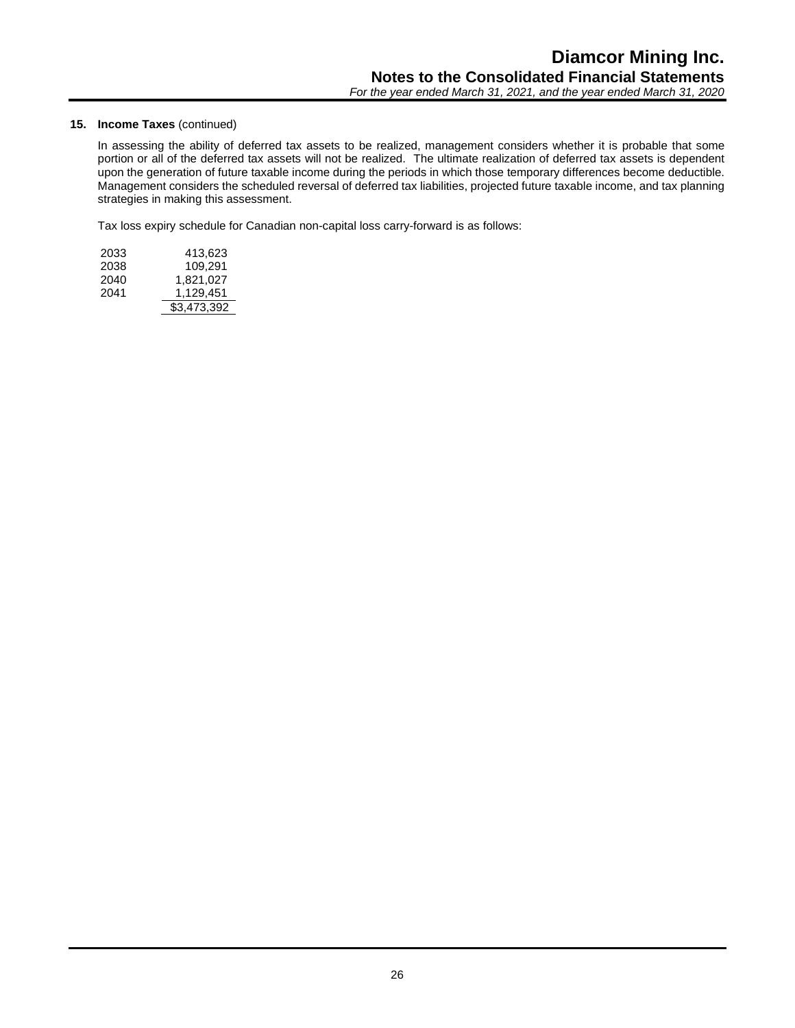**15. Income Taxes** (continued)

In assessing the ability of deferred tax assets to be realized, management considers whether it is probable that some portion or all of the deferred tax assets will not be realized. The ultimate realization of deferred tax assets is dependent upon the generation of future taxable income during the periods in which those temporary differences become deductible. Management considers the scheduled reversal of deferred tax liabilities, projected future taxable income, and tax planning strategies in making this assessment.

Tax loss expiry schedule for Canadian non-capital loss carry-forward is as follows:

| | |
|---|---|
| 2033 | 413,623 |
| 2038 | 109,291 |
| 2040 | 1,821,027 |
| 2041 | 1,129,451 |
| | $3,473,392 |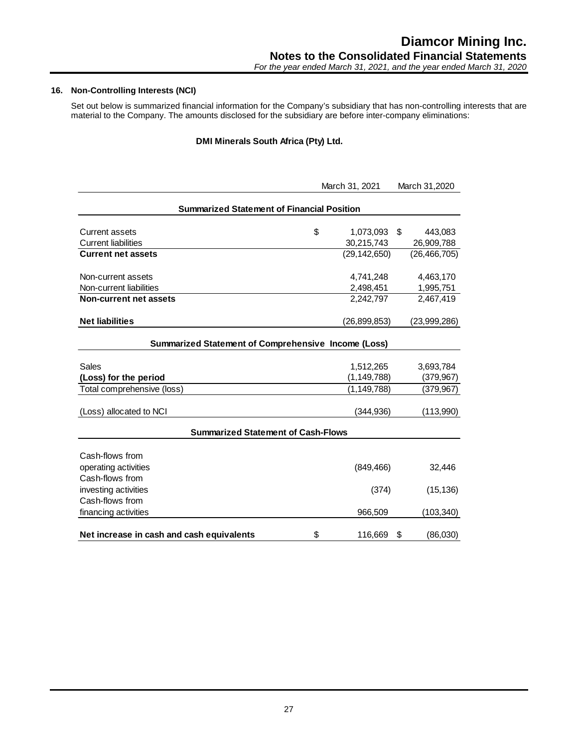## 16. Non-Controlling Interests (NCI)

Set out below is summarized financial information for the Company's subsidiary that has non-controlling interests that are material to the Company. The amounts disclosed for the subsidiary are before inter-company eliminations:

**DMI Minerals South Africa (Pty) Ltd.**

| | March 31, 2021 | March 31,2020 |
|---|---|---|
| **Summarized Statement of Financial Position** | | |
| Current assets | $ 1,073,093 | $ 443,083 |
| Current liabilities | 30,215,743 | 26,909,788 |
| **Current net assets** | (29,142,650) | (26,466,705) |
| Non-current assets | 4,741,248 | 4,463,170 |
| Non-current liabilities | 2,498,451 | 1,995,751 |
| **Non-current net assets** | 2,242,797 | 2,467,419 |
| **Net liabilities** | (26,899,853) | (23,999,286) |
| **Summarized Statement of Comprehensive Income (Loss)** | | |
| Sales | 1,512,265 | 3,693,784 |
| **(Loss) for the period** | (1,149,788) | (379,967) |
| Total comprehensive (loss) | (1,149,788) | (379,967) |
| (Loss) allocated to NCI | (344,936) | (113,990) |
| **Summarized Statement of Cash-Flows** | | |
| Cash-flows from operating activities | (849,466) | 32,446 |
| Cash-flows from investing activities | (374) | (15,136) |
| Cash-flows from financing activities | 966,509 | (103,340) |
| **Net increase in cash and cash equivalents** | $ 116,669 | $ (86,030) |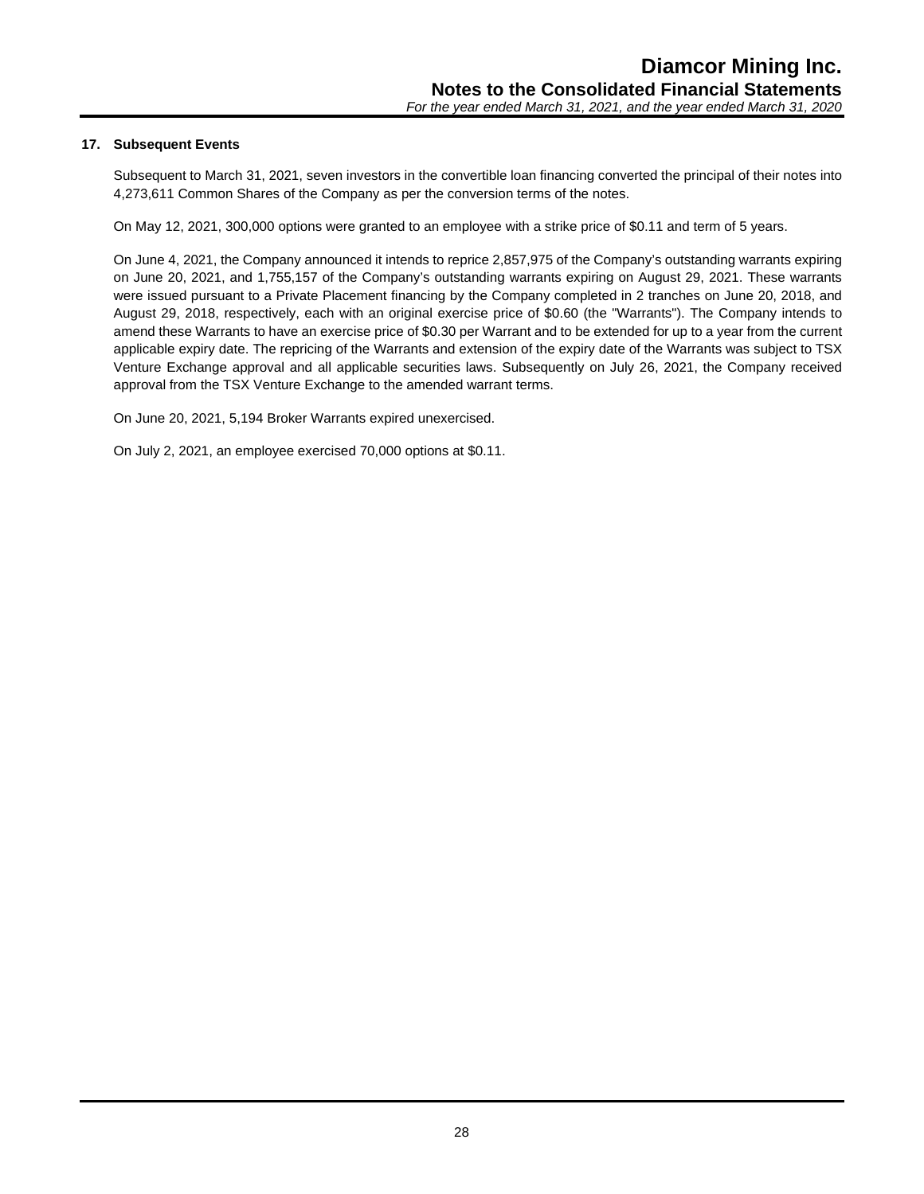## 17. Subsequent Events

Subsequent to March 31, 2021, seven investors in the convertible loan financing converted the principal of their notes into 4,273,611 Common Shares of the Company as per the conversion terms of the notes.

On May 12, 2021, 300,000 options were granted to an employee with a strike price of $0.11 and term of 5 years.

On June 4, 2021, the Company announced it intends to reprice 2,857,975 of the Company's outstanding warrants expiring on June 20, 2021, and 1,755,157 of the Company's outstanding warrants expiring on August 29, 2021. These warrants were issued pursuant to a Private Placement financing by the Company completed in 2 tranches on June 20, 2018, and August 29, 2018, respectively, each with an original exercise price of $0.60 (the "Warrants"). The Company intends to amend these Warrants to have an exercise price of $0.30 per Warrant and to be extended for up to a year from the current applicable expiry date. The repricing of the Warrants and extension of the expiry date of the Warrants was subject to TSX Venture Exchange approval and all applicable securities laws. Subsequently on July 26, 2021, the Company received approval from the TSX Venture Exchange to the amended warrant terms.

On June 20, 2021, 5,194 Broker Warrants expired unexercised.

On July 2, 2021, an employee exercised 70,000 options at $0.11.